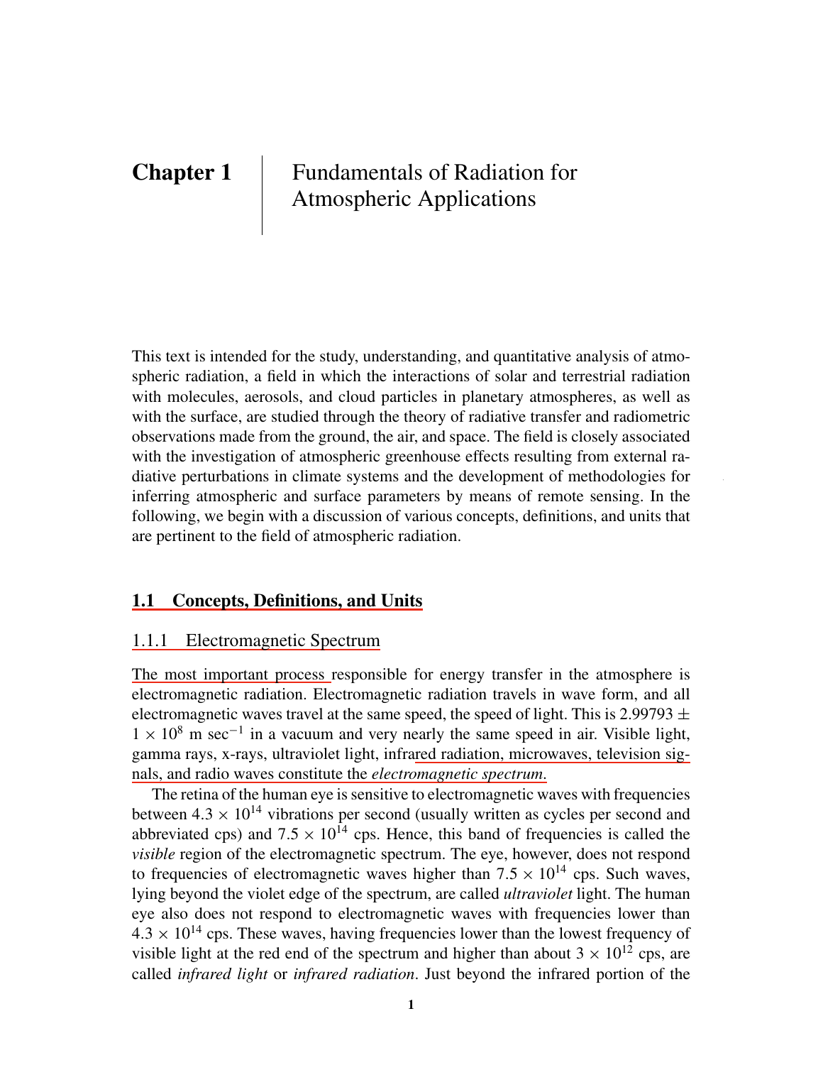# Chapter 1 Fundamentals of Radiation for Atmospheric Applications

This text is intended for the study, understanding, and quantitative analysis of atmospheric radiation, a field in which the interactions of solar and terrestrial radiation with molecules, aerosols, and cloud particles in planetary atmospheres, as well as with the surface, are studied through the theory of radiative transfer and radiometric observations made from the ground, the air, and space. The field is closely associated with the investigation of atmospheric greenhouse effects resulting from external radiative perturbations in climate systems and the development of methodologies for inferring atmospheric and surface parameters by means of remote sensing. In the following, we begin with a discussion of various concepts, definitions, and units that are pertinent to the field of atmospheric radiation.

## 1.1 Concepts, Definitions, and Units

### 1.1.1 Electromagnetic Spectrum

The most important process responsible for energy transfer in the atmosphere is electromagnetic radiation. Electromagnetic radiation travels in wave form, and all electromagnetic waves travel at the same speed, the speed of light. This is $2.99793 \pm 1 \times 10^8$ m sec$^{-1}$ in a vacuum and very nearly the same speed in air. Visible light, gamma rays, x-rays, ultraviolet light, infrared radiation, microwaves, television signals, and radio waves constitute the *electromagnetic spectrum*.

The retina of the human eye is sensitive to electromagnetic waves with frequencies between $4.3 \times 10^{14}$ vibrations per second (usually written as cycles per second and abbreviated cps) and $7.5 \times 10^{14}$ cps. Hence, this band of frequencies is called the *visible* region of the electromagnetic spectrum. The eye, however, does not respond to frequencies of electromagnetic waves higher than $7.5 \times 10^{14}$ cps. Such waves, lying beyond the violet edge of the spectrum, are called *ultraviolet* light. The human eye also does not respond to electromagnetic waves with frequencies lower than $4.3 \times 10^{14}$ cps. These waves, having frequencies lower than the lowest frequency of visible light at the red end of the spectrum and higher than about $3 \times 10^{12}$ cps, are called *infrared light* or *infrared radiation*. Just beyond the infrared portion of the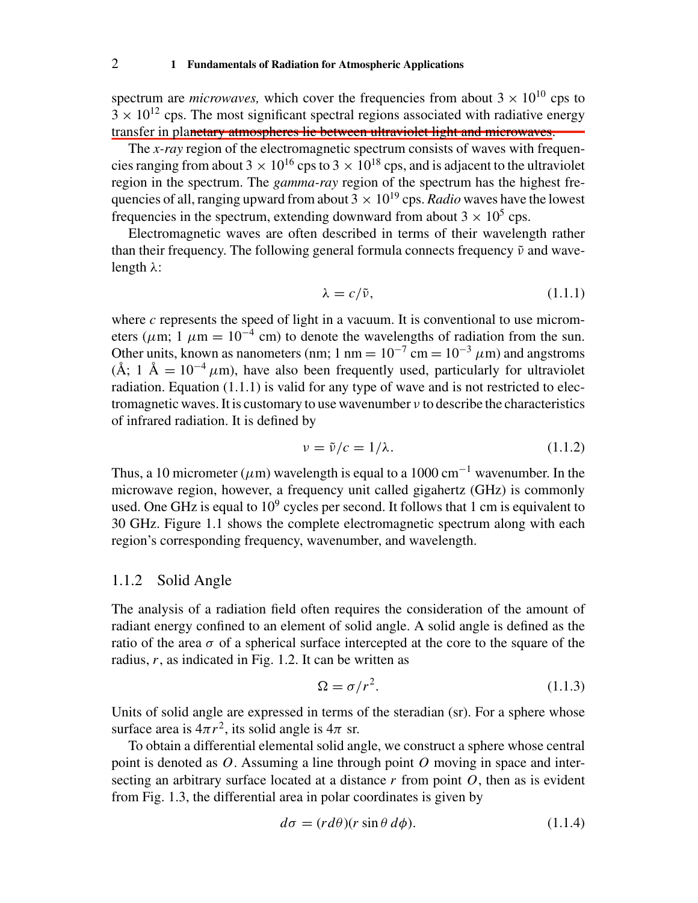spectrum are *microwaves,* which cover the frequencies from about $3 \times 10^{10}$ cps to $3 \times 10^{12}$ cps. The most significant spectral regions associated with radiative energy transfer in planetary atmospheres lie between ultraviolet light and microwaves.

The *x-ray* region of the electromagnetic spectrum consists of waves with frequencies ranging from about $3 \times 10^{16}$ cps to $3 \times 10^{18}$ cps, and is adjacent to the ultraviolet region in the spectrum. The *gamma-ray* region of the spectrum has the highest frequencies of all, ranging upward from about $3 \times 10^{19}$ cps. *Radio* waves have the lowest frequencies in the spectrum, extending downward from about $3 \times 10^{5}$ cps.

Electromagnetic waves are often described in terms of their wavelength rather than their frequency. The following general formula connects frequency $\tilde{\nu}$ and wavelength $\lambda$:

$$\lambda = c/\tilde{\nu}, \tag{1.1.1}$$

where $c$ represents the speed of light in a vacuum. It is conventional to use micrometers ($\mu$m; 1 $\mu$m $= 10^{-4}$ cm) to denote the wavelengths of radiation from the sun. Other units, known as nanometers (nm; 1 nm $= 10^{-7}$ cm $= 10^{-3}$ $\mu$m) and angstroms (Å; 1 Å $= 10^{-4}$ $\mu$m), have also been frequently used, particularly for ultraviolet radiation. Equation (1.1.1) is valid for any type of wave and is not restricted to electromagnetic waves. It is customary to use wavenumber $\nu$ to describe the characteristics of infrared radiation. It is defined by

$$\nu = \tilde{\nu}/c = 1/\lambda. \tag{1.1.2}$$

Thus, a 10 micrometer ($\mu$m) wavelength is equal to a 1000 cm$^{-1}$ wavenumber. In the microwave region, however, a frequency unit called gigahertz (GHz) is commonly used. One GHz is equal to $10^9$ cycles per second. It follows that 1 cm is equivalent to 30 GHz. Figure 1.1 shows the complete electromagnetic spectrum along with each region's corresponding frequency, wavenumber, and wavelength.

### 1.1.2 Solid Angle

The analysis of a radiation field often requires the consideration of the amount of radiant energy confined to an element of solid angle. A solid angle is defined as the ratio of the area $\sigma$ of a spherical surface intercepted at the core to the square of the radius, $r$, as indicated in Fig. 1.2. It can be written as

$$\Omega = \sigma/r^2. \tag{1.1.3}$$

Units of solid angle are expressed in terms of the steradian (sr). For a sphere whose surface area is $4\pi r^2$, its solid angle is $4\pi$ sr.

To obtain a differential elemental solid angle, we construct a sphere whose central point is denoted as $O$. Assuming a line through point $O$ moving in space and intersecting an arbitrary surface located at a distance $r$ from point $O$, then as is evident from Fig. 1.3, the differential area in polar coordinates is given by

$$d\sigma = (r d\theta)(r \sin\theta \, d\phi). \tag{1.1.4}$$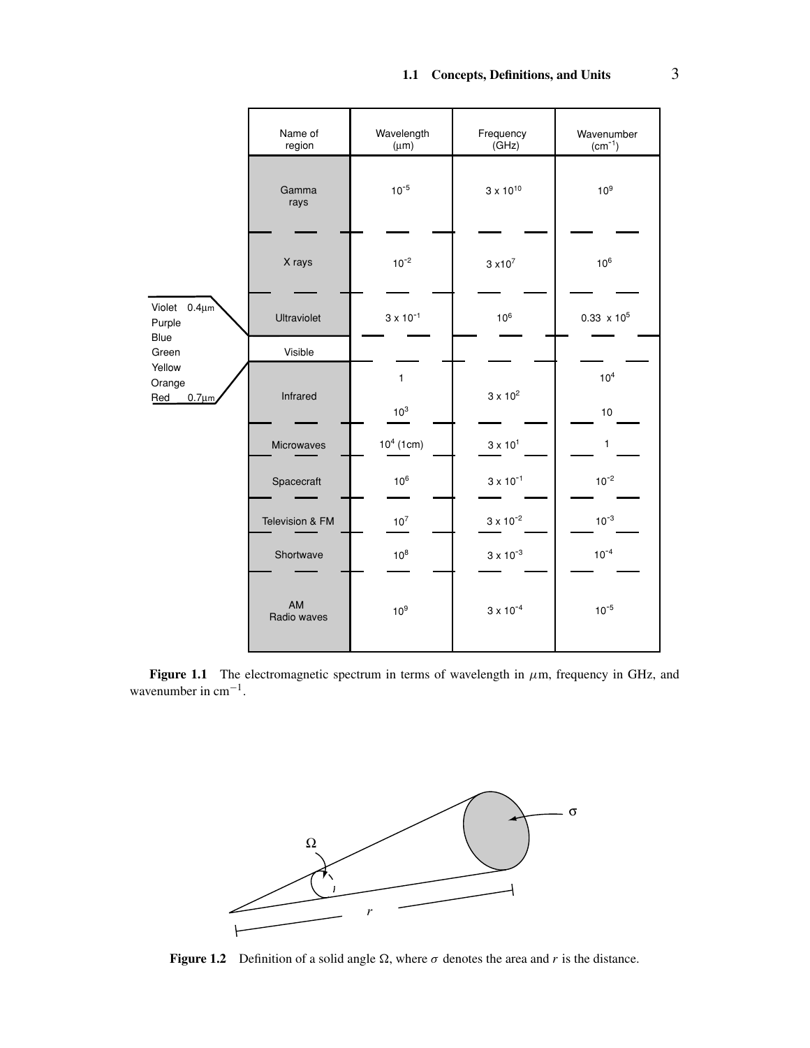| Name of region | Wavelength (μm) | Frequency (GHz) | Wavenumber ($cm^{-1}$) |
|---|---|---|---|
| Gamma rays | $10^{-5}$ | $3 \times 10^{10}$ | $10^{9}$ |
| X rays | $10^{-2}$ | $3 \times 10^{7}$ | $10^{6}$ |
| Ultraviolet | $3 \times 10^{-1}$ | $10^{6}$ | $0.33 \times 10^{5}$ |
| Visible | | | |
| Infrared | 1 | | $10^{4}$ |
| | $10^{3}$ | $3 \times 10^{2}$ | 10 |
| Microwaves | $10^{4}$ (1cm) | $3 \times 10^{1}$ | 1 |
| Spacecraft | $10^{6}$ | $3 \times 10^{-1}$ | $10^{-2}$ |
| Television & FM | $10^{7}$ | $3 \times 10^{-2}$ | $10^{-3}$ |
| Shortwave | $10^{8}$ | $3 \times 10^{-3}$ | $10^{-4}$ |
| AM Radio waves | $10^{9}$ | $3 \times 10^{-4}$ | $10^{-5}$ |

Visible: Violet 0.4μm, Purple, Blue, Green, Yellow, Orange, Red 0.7μm

**Figure 1.1** The electromagnetic spectrum in terms of wavelength in $\mu$m, frequency in GHz, and wavenumber in $cm^{-1}$.

**Figure 1.2** Definition of a solid angle $\Omega$, where $\sigma$ denotes the area and $r$ is the distance.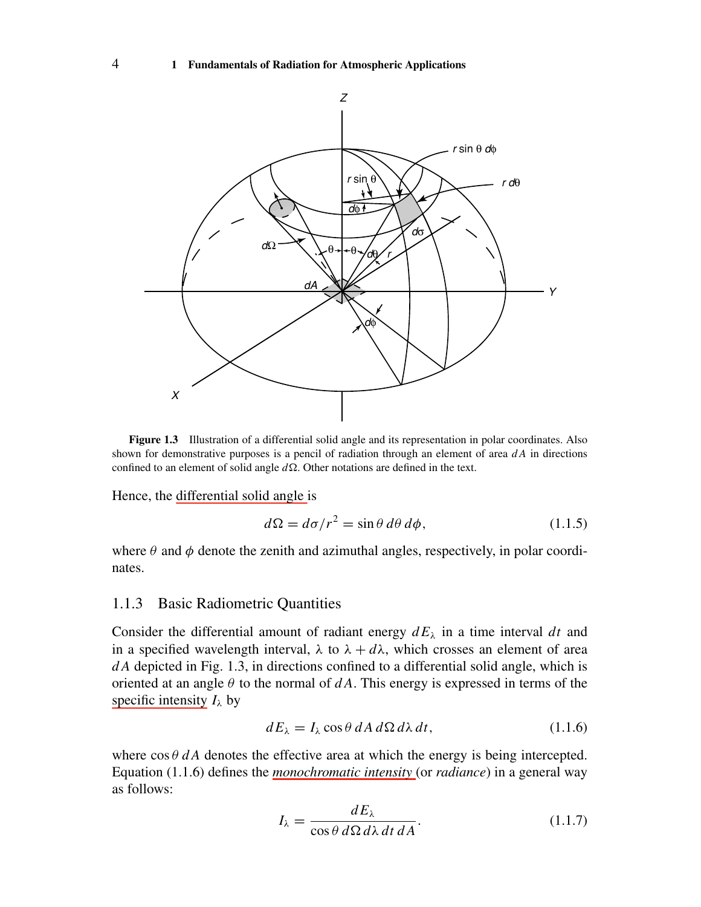**Figure 1.3** Illustration of a differential solid angle and its representation in polar coordinates. Also shown for demonstrative purposes is a pencil of radiation through an element of area $dA$ in directions confined to an element of solid angle $d\Omega$. Other notations are defined in the text.

Hence, the differential solid angle is

$$d\Omega = d\sigma / r^2 = \sin\theta \, d\theta \, d\phi, \tag{1.1.5}$$

where $\theta$ and $\phi$ denote the zenith and azimuthal angles, respectively, in polar coordinates.

### 1.1.3 Basic Radiometric Quantities

Consider the differential amount of radiant energy $dE_\lambda$ in a time interval $dt$ and in a specified wavelength interval, $\lambda$ to $\lambda + d\lambda$, which crosses an element of area $dA$ depicted in Fig. 1.3, in directions confined to a differential solid angle, which is oriented at an angle $\theta$ to the normal of $dA$. This energy is expressed in terms of the specific intensity $I_\lambda$ by

$$dE_\lambda = I_\lambda \cos\theta \, dA \, d\Omega \, d\lambda \, dt, \tag{1.1.6}$$

where $\cos\theta \, dA$ denotes the effective area at which the energy is being intercepted. Equation (1.1.6) defines the *monochromatic intensity* (or *radiance*) in a general way as follows:

$$I_\lambda = \frac{dE_\lambda}{\cos\theta \, d\Omega \, d\lambda \, dt \, dA}. \tag{1.1.7}$$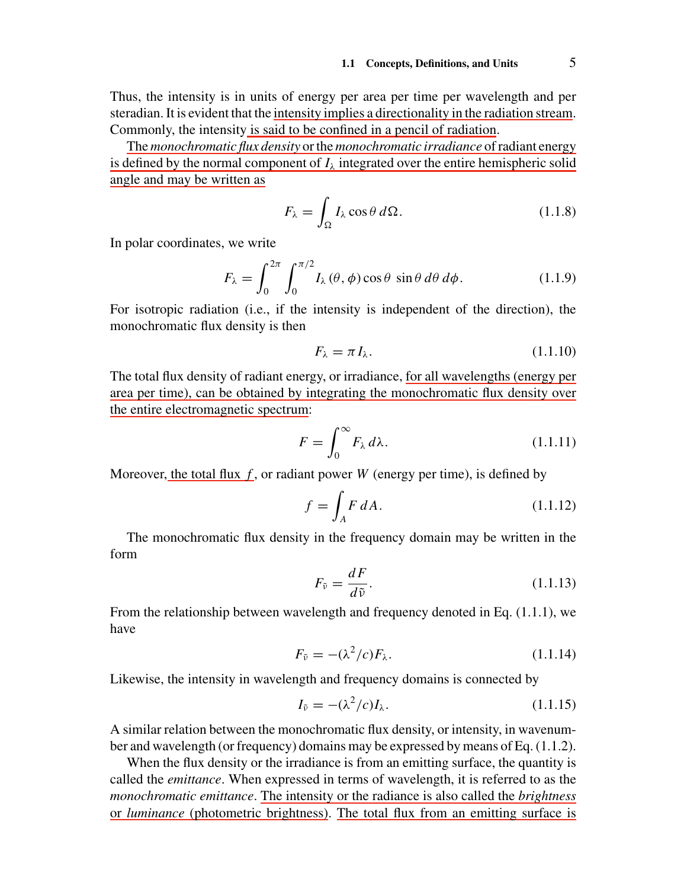Thus, the intensity is in units of energy per area per time per wavelength and per steradian. It is evident that the intensity implies a directionality in the radiation stream. Commonly, the intensity is said to be confined in a pencil of radiation.

The *monochromatic flux density* or the *monochromatic irradiance* of radiant energy is defined by the normal component of $I_\lambda$ integrated over the entire hemispheric solid angle and may be written as

$$F_\lambda = \int_\Omega I_\lambda \cos\theta \, d\Omega. \tag{1.1.8}$$

In polar coordinates, we write

$$F_\lambda = \int_0^{2\pi} \int_0^{\pi/2} I_\lambda(\theta, \phi) \cos\theta \, \sin\theta \, d\theta \, d\phi. \tag{1.1.9}$$

For isotropic radiation (i.e., if the intensity is independent of the direction), the monochromatic flux density is then

$$F_\lambda = \pi I_\lambda. \tag{1.1.10}$$

The total flux density of radiant energy, or irradiance, for all wavelengths (energy per area per time), can be obtained by integrating the monochromatic flux density over the entire electromagnetic spectrum:

$$F = \int_0^\infty F_\lambda \, d\lambda. \tag{1.1.11}$$

Moreover, the total flux $f$, or radiant power $W$ (energy per time), is defined by

$$f = \int_A F \, dA. \tag{1.1.12}$$

The monochromatic flux density in the frequency domain may be written in the form

$$F_{\tilde{\nu}} = \frac{dF}{d\tilde{\nu}}. \tag{1.1.13}$$

From the relationship between wavelength and frequency denoted in Eq. (1.1.1), we have

$$F_{\tilde{\nu}} = -(\lambda^2/c) F_\lambda. \tag{1.1.14}$$

Likewise, the intensity in wavelength and frequency domains is connected by

$$I_{\tilde{\nu}} = -(\lambda^2/c) I_\lambda. \tag{1.1.15}$$

A similar relation between the monochromatic flux density, or intensity, in wavenumber and wavelength (or frequency) domains may be expressed by means of Eq. (1.1.2).

When the flux density or the irradiance is from an emitting surface, the quantity is called the *emittance*. When expressed in terms of wavelength, it is referred to as the *monochromatic emittance*. The intensity or the radiance is also called the *brightness* or *luminance* (photometric brightness). The total flux from an emitting surface is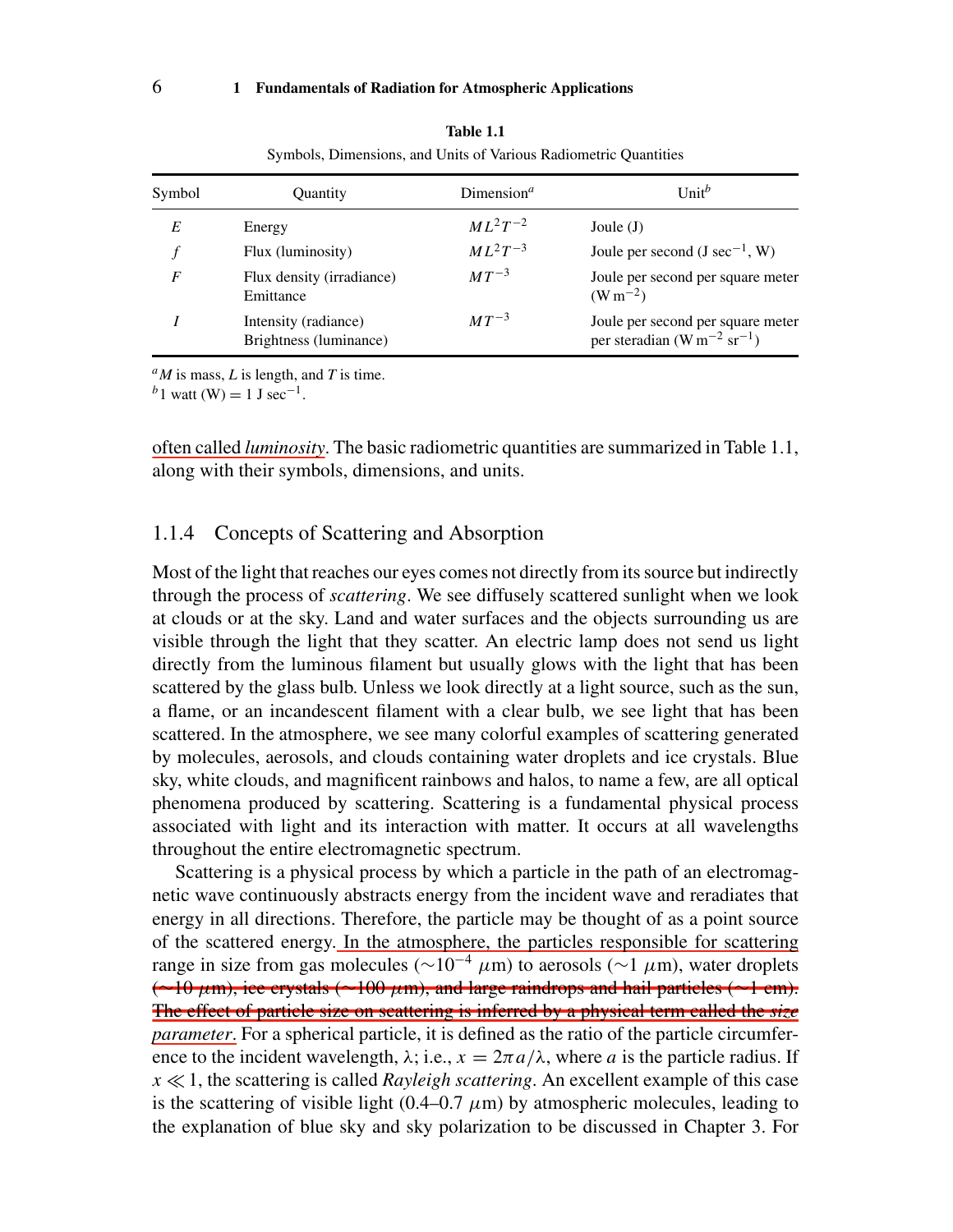**Table 1.1**

Symbols, Dimensions, and Units of Various Radiometric Quantities

| Symbol | Quantity | Dimension[a] | Unit[b] |
|---|---|---|---|
| $E$ | Energy | $ML^2T^{-2}$ | Joule (J) |
| $f$ | Flux (luminosity) | $ML^2T^{-3}$ | Joule per second (J $\text{sec}^{-1}$, W) |
| $F$ | Flux density (irradiance) Emittance | $MT^{-3}$ | Joule per second per square meter (W $\text{m}^{-2}$) |
| $I$ | Intensity (radiance) Brightness (luminance) | $MT^{-3}$ | Joule per second per square meter per steradian (W $\text{m}^{-2}$ $\text{sr}^{-1}$) |

[a] $M$ is mass, $L$ is length, and $T$ is time.
[b] 1 watt (W) = 1 J $\text{sec}^{-1}$.

often called *luminosity*. The basic radiometric quantities are summarized in Table 1.1, along with their symbols, dimensions, and units.

### 1.1.4 Concepts of Scattering and Absorption

Most of the light that reaches our eyes comes not directly from its source but indirectly through the process of *scattering*. We see diffusely scattered sunlight when we look at clouds or at the sky. Land and water surfaces and the objects surrounding us are visible through the light that they scatter. An electric lamp does not send us light directly from the luminous filament but usually glows with the light that has been scattered by the glass bulb. Unless we look directly at a light source, such as the sun, a flame, or an incandescent filament with a clear bulb, we see light that has been scattered. In the atmosphere, we see many colorful examples of scattering generated by molecules, aerosols, and clouds containing water droplets and ice crystals. Blue sky, white clouds, and magnificent rainbows and halos, to name a few, are all optical phenomena produced by scattering. Scattering is a fundamental physical process associated with light and its interaction with matter. It occurs at all wavelengths throughout the entire electromagnetic spectrum.

Scattering is a physical process by which a particle in the path of an electromagnetic wave continuously abstracts energy from the incident wave and reradiates that energy in all directions. Therefore, the particle may be thought of as a point source of the scattered energy. In the atmosphere, the particles responsible for scattering range in size from gas molecules ($\sim 10^{-4}$ $\mu$m) to aerosols ($\sim 1$ $\mu$m), water droplets ($\sim 10$ $\mu$m), ice crystals ($\sim 100$ $\mu$m), and large raindrops and hail particles ($\sim 1$ cm). The effect of particle size on scattering is inferred by a physical term called the *size parameter*. For a spherical particle, it is defined as the ratio of the particle circumference to the incident wavelength, $\lambda$; i.e., $x = 2\pi a/\lambda$, where $a$ is the particle radius. If $x \ll 1$, the scattering is called *Rayleigh scattering*. An excellent example of this case is the scattering of visible light (0.4–0.7 $\mu$m) by atmospheric molecules, leading to the explanation of blue sky and sky polarization to be discussed in Chapter 3. For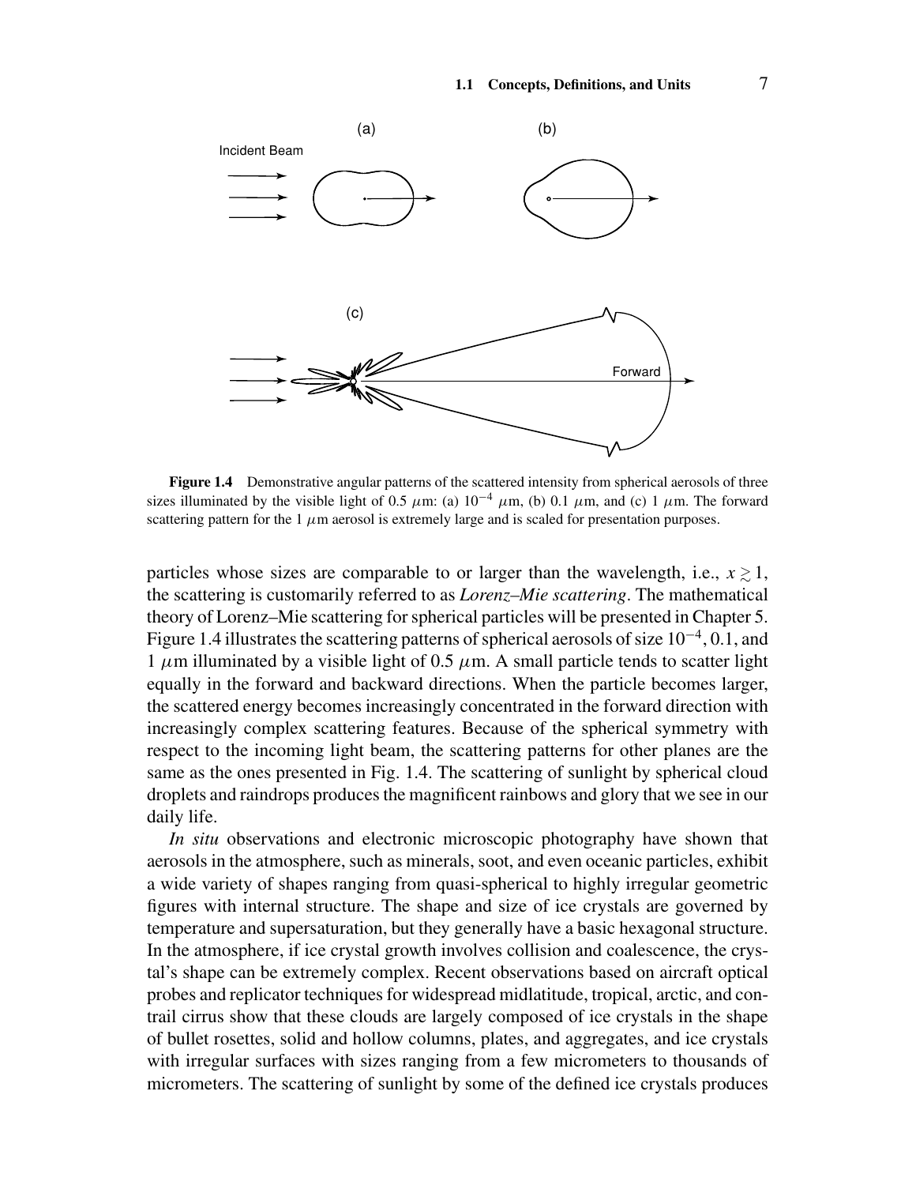**Figure 1.4** Demonstrative angular patterns of the scattered intensity from spherical aerosols of three sizes illuminated by the visible light of 0.5 $\mu$m: (a) $10^{-4}$ $\mu$m, (b) 0.1 $\mu$m, and (c) 1 $\mu$m. The forward scattering pattern for the 1 $\mu$m aerosol is extremely large and is scaled for presentation purposes.

particles whose sizes are comparable to or larger than the wavelength, i.e., $x \gtrsim 1$, the scattering is customarily referred to as *Lorenz–Mie scattering*. The mathematical theory of Lorenz–Mie scattering for spherical particles will be presented in Chapter 5. Figure 1.4 illustrates the scattering patterns of spherical aerosols of size $10^{-4}$, 0.1, and 1 $\mu$m illuminated by a visible light of 0.5 $\mu$m. A small particle tends to scatter light equally in the forward and backward directions. When the particle becomes larger, the scattered energy becomes increasingly concentrated in the forward direction with increasingly complex scattering features. Because of the spherical symmetry with respect to the incoming light beam, the scattering patterns for other planes are the same as the ones presented in Fig. 1.4. The scattering of sunlight by spherical cloud droplets and raindrops produces the magnificent rainbows and glory that we see in our daily life.

*In situ* observations and electronic microscopic photography have shown that aerosols in the atmosphere, such as minerals, soot, and even oceanic particles, exhibit a wide variety of shapes ranging from quasi-spherical to highly irregular geometric figures with internal structure. The shape and size of ice crystals are governed by temperature and supersaturation, but they generally have a basic hexagonal structure. In the atmosphere, if ice crystal growth involves collision and coalescence, the crystal's shape can be extremely complex. Recent observations based on aircraft optical probes and replicator techniques for widespread midlatitude, tropical, arctic, and contrail cirrus show that these clouds are largely composed of ice crystals in the shape of bullet rosettes, solid and hollow columns, plates, and aggregates, and ice crystals with irregular surfaces with sizes ranging from a few micrometers to thousands of micrometers. The scattering of sunlight by some of the defined ice crystals produces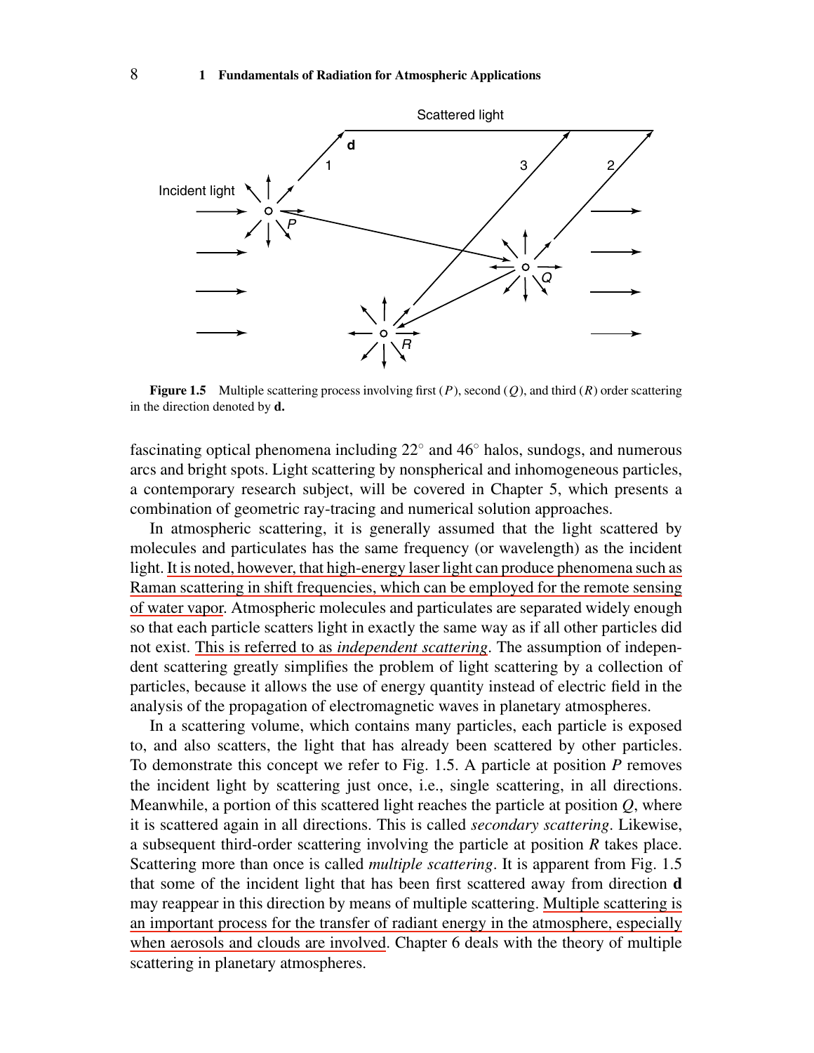Scattered light

d

1

3

2

Incident light

P

Q

R

**Figure 1.5** Multiple scattering process involving first ($P$), second ($Q$), and third ($R$) order scattering in the direction denoted by **d.**

fascinating optical phenomena including 22° and 46° halos, sundogs, and numerous arcs and bright spots. Light scattering by nonspherical and inhomogeneous particles, a contemporary research subject, will be covered in Chapter 5, which presents a combination of geometric ray-tracing and numerical solution approaches.

In atmospheric scattering, it is generally assumed that the light scattered by molecules and particulates has the same frequency (or wavelength) as the incident light. It is noted, however, that high-energy laser light can produce phenomena such as Raman scattering in shift frequencies, which can be employed for the remote sensing of water vapor. Atmospheric molecules and particulates are separated widely enough so that each particle scatters light in exactly the same way as if all other particles did not exist. This is referred to as *independent scattering*. The assumption of independent scattering greatly simplifies the problem of light scattering by a collection of particles, because it allows the use of energy quantity instead of electric field in the analysis of the propagation of electromagnetic waves in planetary atmospheres.

In a scattering volume, which contains many particles, each particle is exposed to, and also scatters, the light that has already been scattered by other particles. To demonstrate this concept we refer to Fig. 1.5. A particle at position $P$ removes the incident light by scattering just once, i.e., single scattering, in all directions. Meanwhile, a portion of this scattered light reaches the particle at position $Q$, where it is scattered again in all directions. This is called *secondary scattering*. Likewise, a subsequent third-order scattering involving the particle at position $R$ takes place. Scattering more than once is called *multiple scattering*. It is apparent from Fig. 1.5 that some of the incident light that has been first scattered away from direction **d** may reappear in this direction by means of multiple scattering. Multiple scattering is an important process for the transfer of radiant energy in the atmosphere, especially when aerosols and clouds are involved. Chapter 6 deals with the theory of multiple scattering in planetary atmospheres.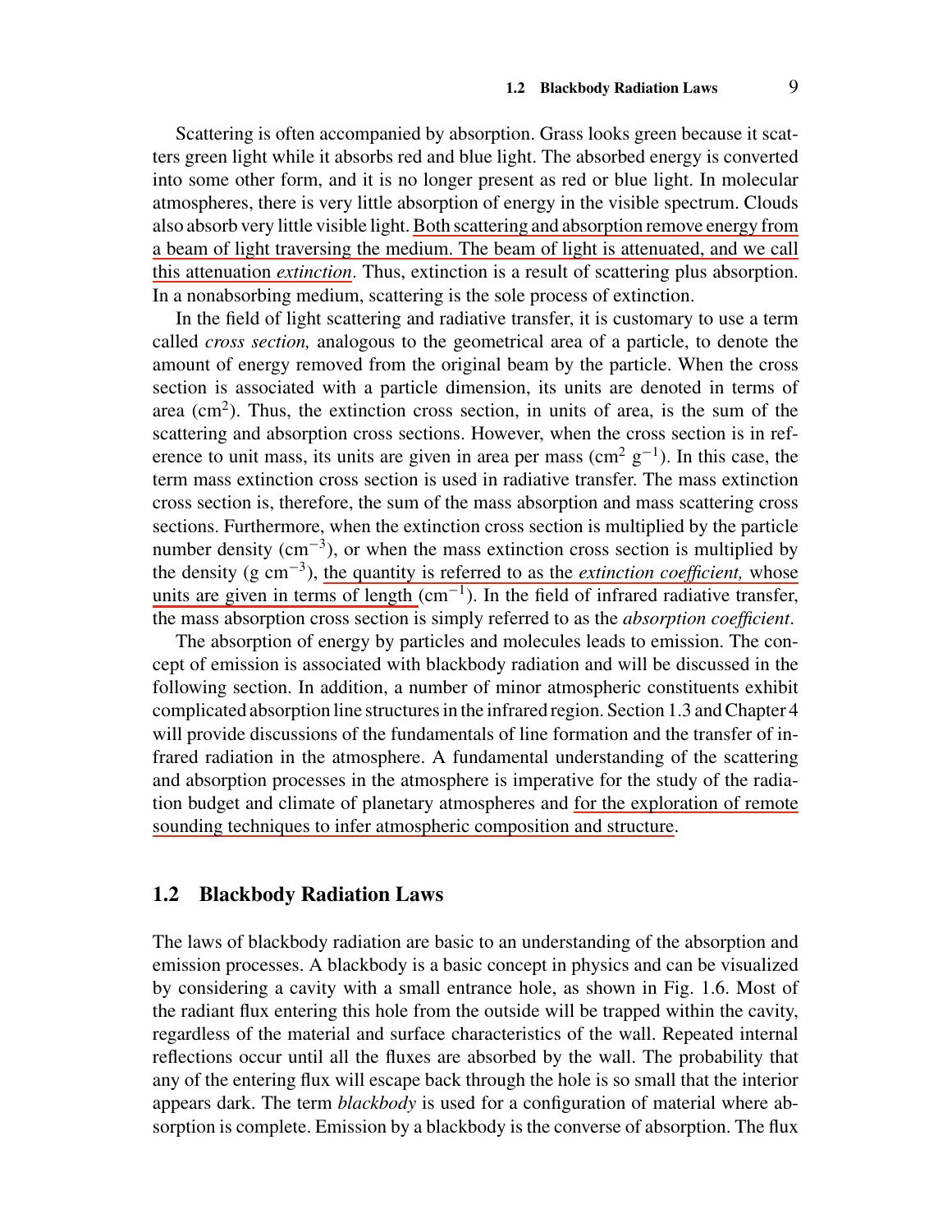Scattering is often accompanied by absorption. Grass looks green because it scatters green light while it absorbs red and blue light. The absorbed energy is converted into some other form, and it is no longer present as red or blue light. In molecular atmospheres, there is very little absorption of energy in the visible spectrum. Clouds also absorb very little visible light. Both scattering and absorption remove energy from a beam of light traversing the medium. The beam of light is attenuated, and we call this attenuation *extinction*. Thus, extinction is a result of scattering plus absorption. In a nonabsorbing medium, scattering is the sole process of extinction.

In the field of light scattering and radiative transfer, it is customary to use a term called *cross section,* analogous to the geometrical area of a particle, to denote the amount of energy removed from the original beam by the particle. When the cross section is associated with a particle dimension, its units are denoted in terms of area ($cm^2$). Thus, the extinction cross section, in units of area, is the sum of the scattering and absorption cross sections. However, when the cross section is in reference to unit mass, its units are given in area per mass ($cm^2\ g^{-1}$). In this case, the term mass extinction cross section is used in radiative transfer. The mass extinction cross section is, therefore, the sum of the mass absorption and mass scattering cross sections. Furthermore, when the extinction cross section is multiplied by the particle number density ($cm^{-3}$), or when the mass extinction cross section is multiplied by the density ($g\ cm^{-3}$), the quantity is referred to as the *extinction coefficient,* whose units are given in terms of length ($cm^{-1}$). In the field of infrared radiative transfer, the mass absorption cross section is simply referred to as the *absorption coefficient*.

The absorption of energy by particles and molecules leads to emission. The concept of emission is associated with blackbody radiation and will be discussed in the following section. In addition, a number of minor atmospheric constituents exhibit complicated absorption line structures in the infrared region. Section 1.3 and Chapter 4 will provide discussions of the fundamentals of line formation and the transfer of infrared radiation in the atmosphere. A fundamental understanding of the scattering and absorption processes in the atmosphere is imperative for the study of the radiation budget and climate of planetary atmospheres and for the exploration of remote sounding techniques to infer atmospheric composition and structure.

## 1.2 Blackbody Radiation Laws

The laws of blackbody radiation are basic to an understanding of the absorption and emission processes. A blackbody is a basic concept in physics and can be visualized by considering a cavity with a small entrance hole, as shown in Fig. 1.6. Most of the radiant flux entering this hole from the outside will be trapped within the cavity, regardless of the material and surface characteristics of the wall. Repeated internal reflections occur until all the fluxes are absorbed by the wall. The probability that any of the entering flux will escape back through the hole is so small that the interior appears dark. The term *blackbody* is used for a configuration of material where absorption is complete. Emission by a blackbody is the converse of absorption. The flux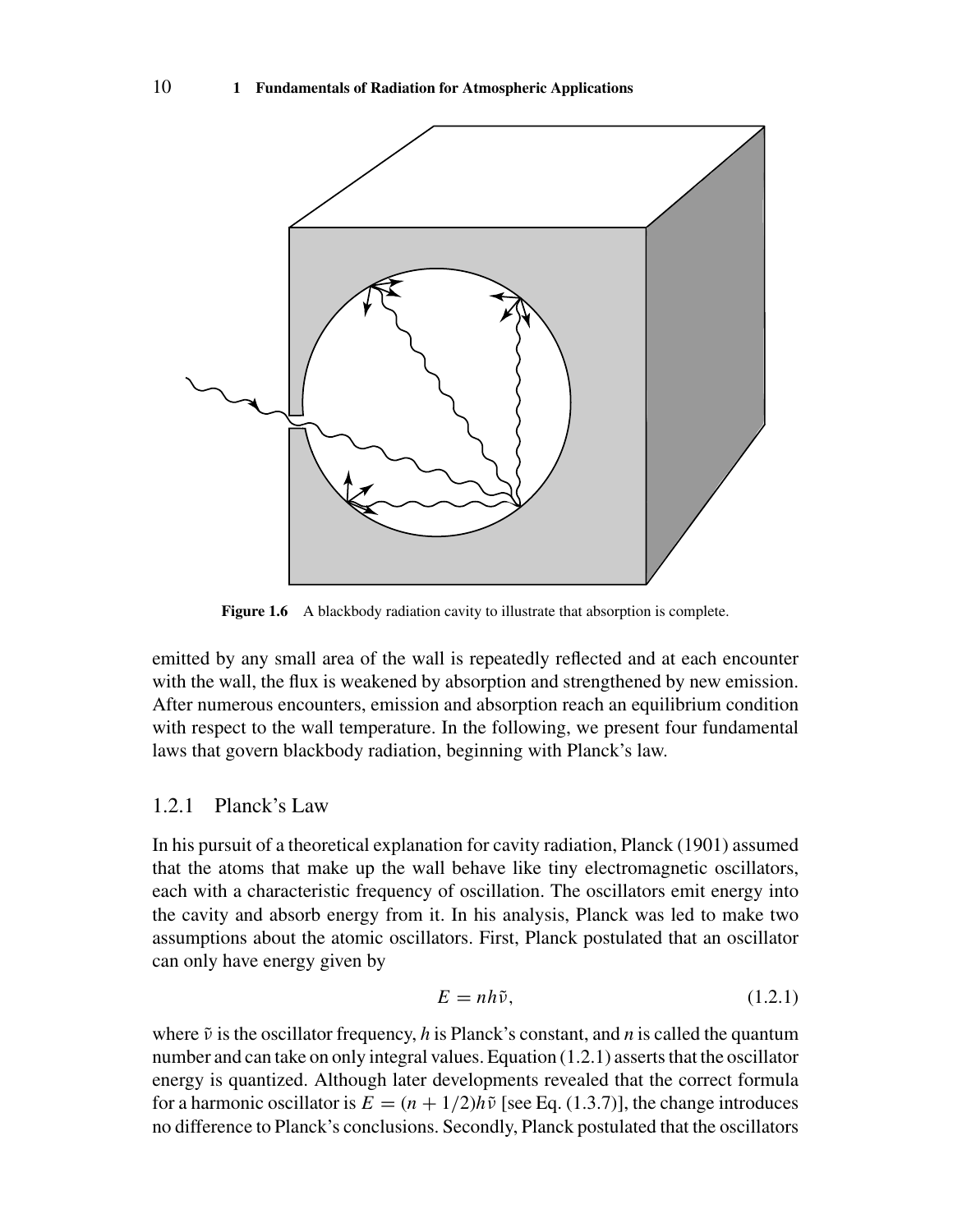**Figure 1.6** A blackbody radiation cavity to illustrate that absorption is complete.

emitted by any small area of the wall is repeatedly reflected and at each encounter with the wall, the flux is weakened by absorption and strengthened by new emission. After numerous encounters, emission and absorption reach an equilibrium condition with respect to the wall temperature. In the following, we present four fundamental laws that govern blackbody radiation, beginning with Planck's law.

### 1.2.1 Planck's Law

In his pursuit of a theoretical explanation for cavity radiation, Planck (1901) assumed that the atoms that make up the wall behave like tiny electromagnetic oscillators, each with a characteristic frequency of oscillation. The oscillators emit energy into the cavity and absorb energy from it. In his analysis, Planck was led to make two assumptions about the atomic oscillators. First, Planck postulated that an oscillator can only have energy given by

$$E = nh\tilde{\nu}, \tag{1.2.1}$$

where $\tilde{\nu}$ is the oscillator frequency, $h$ is Planck's constant, and $n$ is called the quantum number and can take on only integral values. Equation (1.2.1) asserts that the oscillator energy is quantized. Although later developments revealed that the correct formula for a harmonic oscillator is $E = (n + 1/2)h\tilde{\nu}$ [see Eq. (1.3.7)], the change introduces no difference to Planck's conclusions. Secondly, Planck postulated that the oscillators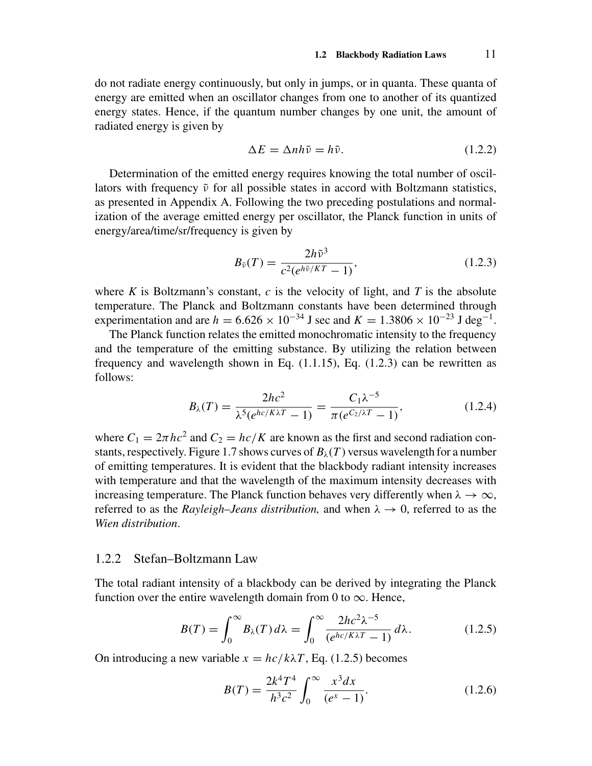do not radiate energy continuously, but only in jumps, or in quanta. These quanta of energy are emitted when an oscillator changes from one to another of its quantized energy states. Hence, if the quantum number changes by one unit, the amount of radiated energy is given by

$$\Delta E = \Delta n h \tilde{\nu} = h \tilde{\nu}. \tag{1.2.2}$$

Determination of the emitted energy requires knowing the total number of oscillators with frequency $\tilde{\nu}$ for all possible states in accord with Boltzmann statistics, as presented in Appendix A. Following the two preceding postulations and normalization of the average emitted energy per oscillator, the Planck function in units of energy/area/time/sr/frequency is given by

$$B_{\tilde{\nu}}(T) = \frac{2h\tilde{\nu}^3}{c^2(e^{h\tilde{\nu}/KT} - 1)}, \tag{1.2.3}$$

where $K$ is Boltzmann's constant, $c$ is the velocity of light, and $T$ is the absolute temperature. The Planck and Boltzmann constants have been determined through experimentation and are $h = 6.626 \times 10^{-34}$ J sec and $K = 1.3806 \times 10^{-23}$ J deg$^{-1}$.

The Planck function relates the emitted monochromatic intensity to the frequency and the temperature of the emitting substance. By utilizing the relation between frequency and wavelength shown in Eq. (1.1.15), Eq. (1.2.3) can be rewritten as follows:

$$B_\lambda(T) = \frac{2hc^2}{\lambda^5(e^{hc/K\lambda T} - 1)} = \frac{C_1\lambda^{-5}}{\pi(e^{C_2/\lambda T} - 1)}, \tag{1.2.4}$$

where $C_1 = 2\pi hc^2$ and $C_2 = hc/K$ are known as the first and second radiation constants, respectively. Figure 1.7 shows curves of $B_\lambda(T)$ versus wavelength for a number of emitting temperatures. It is evident that the blackbody radiant intensity increases with temperature and that the wavelength of the maximum intensity decreases with increasing temperature. The Planck function behaves very differently when $\lambda \to \infty$, referred to as the *Rayleigh–Jeans distribution,* and when $\lambda \to 0$, referred to as the *Wien distribution*.

### 1.2.2 Stefan–Boltzmann Law

The total radiant intensity of a blackbody can be derived by integrating the Planck function over the entire wavelength domain from 0 to $\infty$. Hence,

$$B(T) = \int_0^\infty B_\lambda(T)\, d\lambda = \int_0^\infty \frac{2hc^2\lambda^{-5}}{(e^{hc/K\lambda T} - 1)}\, d\lambda. \tag{1.2.5}$$

On introducing a new variable $x = hc/k\lambda T$, Eq. (1.2.5) becomes

$$B(T) = \frac{2k^4T^4}{h^3c^2} \int_0^\infty \frac{x^3 dx}{(e^x - 1)}. \tag{1.2.6}$$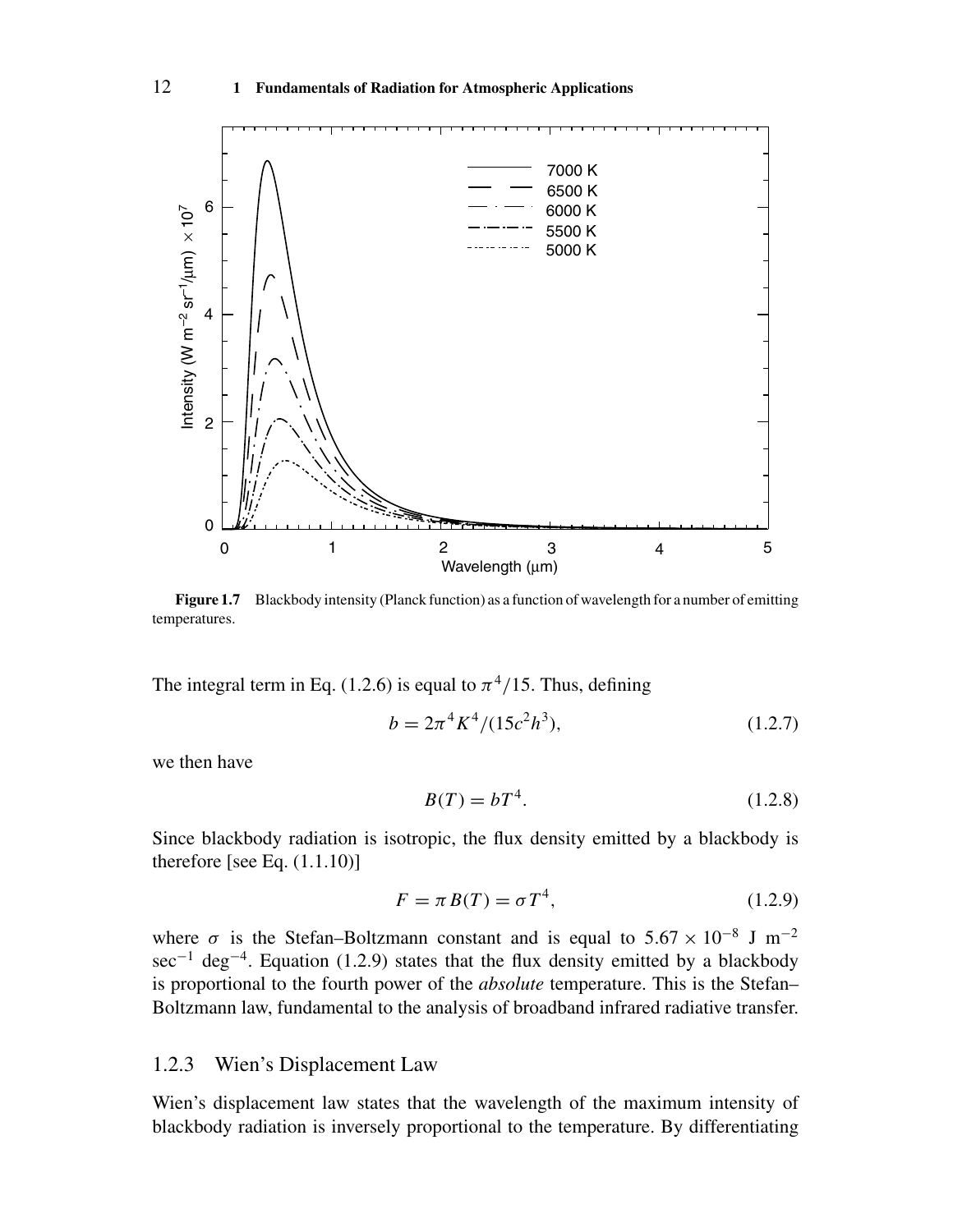**Figure 1.7** Blackbody intensity (Planck function) as a function of wavelength for a number of emitting temperatures.

The integral term in Eq. (1.2.6) is equal to $\pi^4/15$. Thus, defining

$$b = 2\pi^4 K^4/(15c^2h^3), \tag{1.2.7}$$

we then have

$$B(T) = bT^4. \tag{1.2.8}$$

Since blackbody radiation is isotropic, the flux density emitted by a blackbody is therefore [see Eq. (1.1.10)]

$$F = \pi B(T) = \sigma T^4, \tag{1.2.9}$$

where $\sigma$ is the Stefan–Boltzmann constant and is equal to $5.67 \times 10^{-8}$ J m$^{-2}$ sec$^{-1}$ deg$^{-4}$. Equation (1.2.9) states that the flux density emitted by a blackbody is proportional to the fourth power of the *absolute* temperature. This is the Stefan–Boltzmann law, fundamental to the analysis of broadband infrared radiative transfer.

### 1.2.3 Wien's Displacement Law

Wien's displacement law states that the wavelength of the maximum intensity of blackbody radiation is inversely proportional to the temperature. By differentiating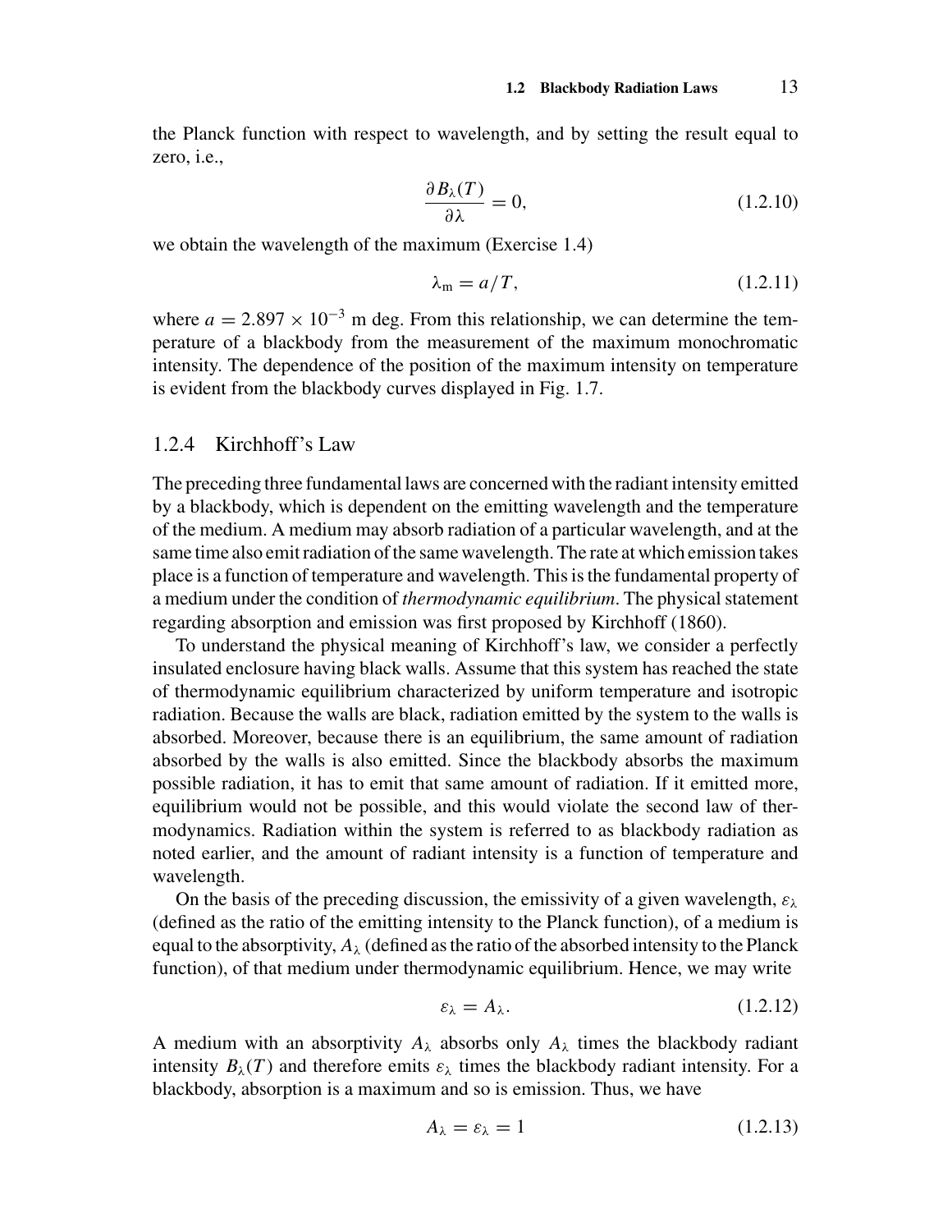the Planck function with respect to wavelength, and by setting the result equal to zero, i.e.,

$$\frac{\partial B_\lambda(T)}{\partial \lambda} = 0, \tag{1.2.10}$$

we obtain the wavelength of the maximum (Exercise 1.4)

$$\lambda_{\mathrm{m}} = a/T, \tag{1.2.11}$$

where $a = 2.897 \times 10^{-3}$ m deg. From this relationship, we can determine the temperature of a blackbody from the measurement of the maximum monochromatic intensity. The dependence of the position of the maximum intensity on temperature is evident from the blackbody curves displayed in Fig. 1.7.

### 1.2.4 Kirchhoff's Law

The preceding three fundamental laws are concerned with the radiant intensity emitted by a blackbody, which is dependent on the emitting wavelength and the temperature of the medium. A medium may absorb radiation of a particular wavelength, and at the same time also emit radiation of the same wavelength. The rate at which emission takes place is a function of temperature and wavelength. This is the fundamental property of a medium under the condition of *thermodynamic equilibrium*. The physical statement regarding absorption and emission was first proposed by Kirchhoff (1860).

To understand the physical meaning of Kirchhoff's law, we consider a perfectly insulated enclosure having black walls. Assume that this system has reached the state of thermodynamic equilibrium characterized by uniform temperature and isotropic radiation. Because the walls are black, radiation emitted by the system to the walls is absorbed. Moreover, because there is an equilibrium, the same amount of radiation absorbed by the walls is also emitted. Since the blackbody absorbs the maximum possible radiation, it has to emit that same amount of radiation. If it emitted more, equilibrium would not be possible, and this would violate the second law of thermodynamics. Radiation within the system is referred to as blackbody radiation as noted earlier, and the amount of radiant intensity is a function of temperature and wavelength.

On the basis of the preceding discussion, the emissivity of a given wavelength, $\varepsilon_\lambda$ (defined as the ratio of the emitting intensity to the Planck function), of a medium is equal to the absorptivity, $A_\lambda$ (defined as the ratio of the absorbed intensity to the Planck function), of that medium under thermodynamic equilibrium. Hence, we may write

$$\varepsilon_\lambda = A_\lambda. \tag{1.2.12}$$

A medium with an absorptivity $A_\lambda$ absorbs only $A_\lambda$ times the blackbody radiant intensity $B_\lambda(T)$ and therefore emits $\varepsilon_\lambda$ times the blackbody radiant intensity. For a blackbody, absorption is a maximum and so is emission. Thus, we have

$$A_\lambda = \varepsilon_\lambda = 1 \tag{1.2.13}$$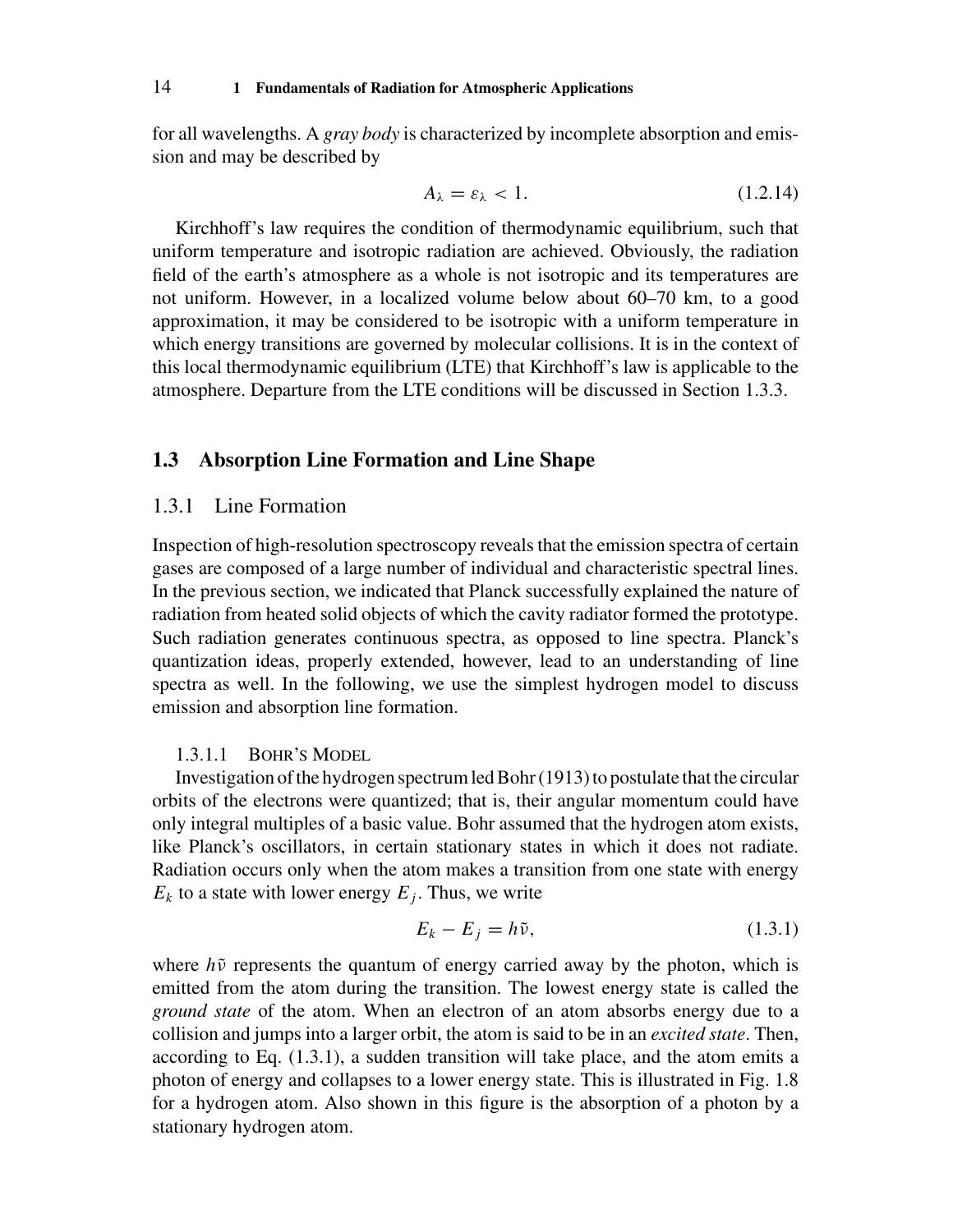for all wavelengths. A *gray body* is characterized by incomplete absorption and emission and may be described by

$$A_\lambda = \varepsilon_\lambda < 1. \tag{1.2.14}$$

Kirchhoff's law requires the condition of thermodynamic equilibrium, such that uniform temperature and isotropic radiation are achieved. Obviously, the radiation field of the earth's atmosphere as a whole is not isotropic and its temperatures are not uniform. However, in a localized volume below about 60–70 km, to a good approximation, it may be considered to be isotropic with a uniform temperature in which energy transitions are governed by molecular collisions. It is in the context of this local thermodynamic equilibrium (LTE) that Kirchhoff's law is applicable to the atmosphere. Departure from the LTE conditions will be discussed in Section 1.3.3.

## 1.3 Absorption Line Formation and Line Shape

### 1.3.1 Line Formation

Inspection of high-resolution spectroscopy reveals that the emission spectra of certain gases are composed of a large number of individual and characteristic spectral lines. In the previous section, we indicated that Planck successfully explained the nature of radiation from heated solid objects of which the cavity radiator formed the prototype. Such radiation generates continuous spectra, as opposed to line spectra. Planck's quantization ideas, properly extended, however, lead to an understanding of line spectra as well. In the following, we use the simplest hydrogen model to discuss emission and absorption line formation.

#### 1.3.1.1 Bohr's Model

Investigation of the hydrogen spectrum led Bohr (1913) to postulate that the circular orbits of the electrons were quantized; that is, their angular momentum could have only integral multiples of a basic value. Bohr assumed that the hydrogen atom exists, like Planck's oscillators, in certain stationary states in which it does not radiate. Radiation occurs only when the atom makes a transition from one state with energy $E_k$ to a state with lower energy $E_j$. Thus, we write

$$E_k - E_j = h\tilde{\nu}, \tag{1.3.1}$$

where $h\tilde{\nu}$ represents the quantum of energy carried away by the photon, which is emitted from the atom during the transition. The lowest energy state is called the *ground state* of the atom. When an electron of an atom absorbs energy due to a collision and jumps into a larger orbit, the atom is said to be in an *excited state*. Then, according to Eq. (1.3.1), a sudden transition will take place, and the atom emits a photon of energy and collapses to a lower energy state. This is illustrated in Fig. 1.8 for a hydrogen atom. Also shown in this figure is the absorption of a photon by a stationary hydrogen atom.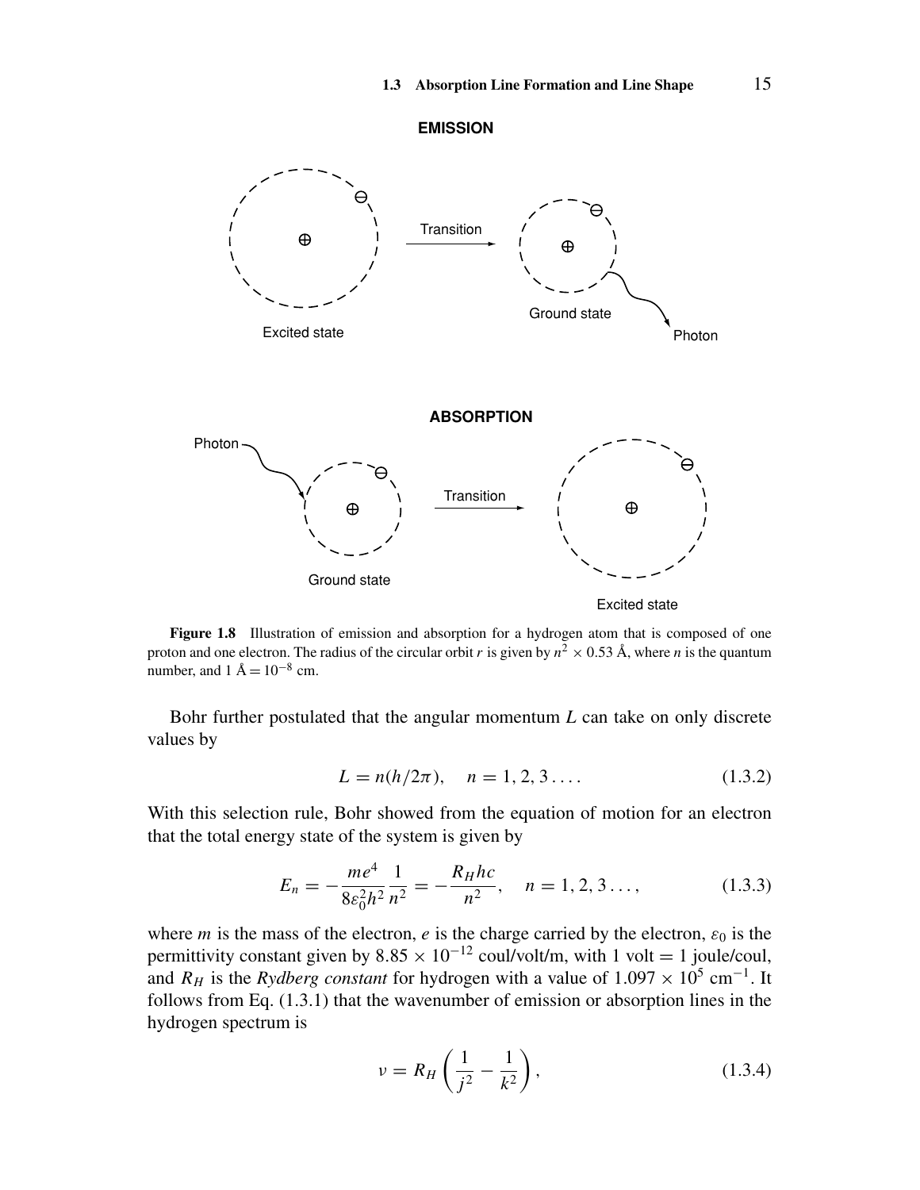**Figure 1.8** Illustration of emission and absorption for a hydrogen atom that is composed of one proton and one electron. The radius of the circular orbit $r$ is given by $n^2 \times 0.53$ Å, where $n$ is the quantum number, and 1 Å $= 10^{-8}$ cm.

Bohr further postulated that the angular momentum $L$ can take on only discrete values by

$$L = n(h/2\pi), \quad n = 1, 2, 3 \ldots. \tag{1.3.2}$$

With this selection rule, Bohr showed from the equation of motion for an electron that the total energy state of the system is given by

$$E_n = -\frac{me^4}{8\varepsilon_0^2 h^2}\frac{1}{n^2} = -\frac{R_H hc}{n^2}, \quad n = 1, 2, 3 \ldots, \tag{1.3.3}$$

where $m$ is the mass of the electron, $e$ is the charge carried by the electron, $\varepsilon_0$ is the permittivity constant given by $8.85 \times 10^{-12}$ coul/volt/m, with 1 volt = 1 joule/coul, and $R_H$ is the *Rydberg constant* for hydrogen with a value of $1.097 \times 10^5$ cm$^{-1}$. It follows from Eq. (1.3.1) that the wavenumber of emission or absorption lines in the hydrogen spectrum is

$$\nu = R_H\left(\frac{1}{j^2} - \frac{1}{k^2}\right), \tag{1.3.4}$$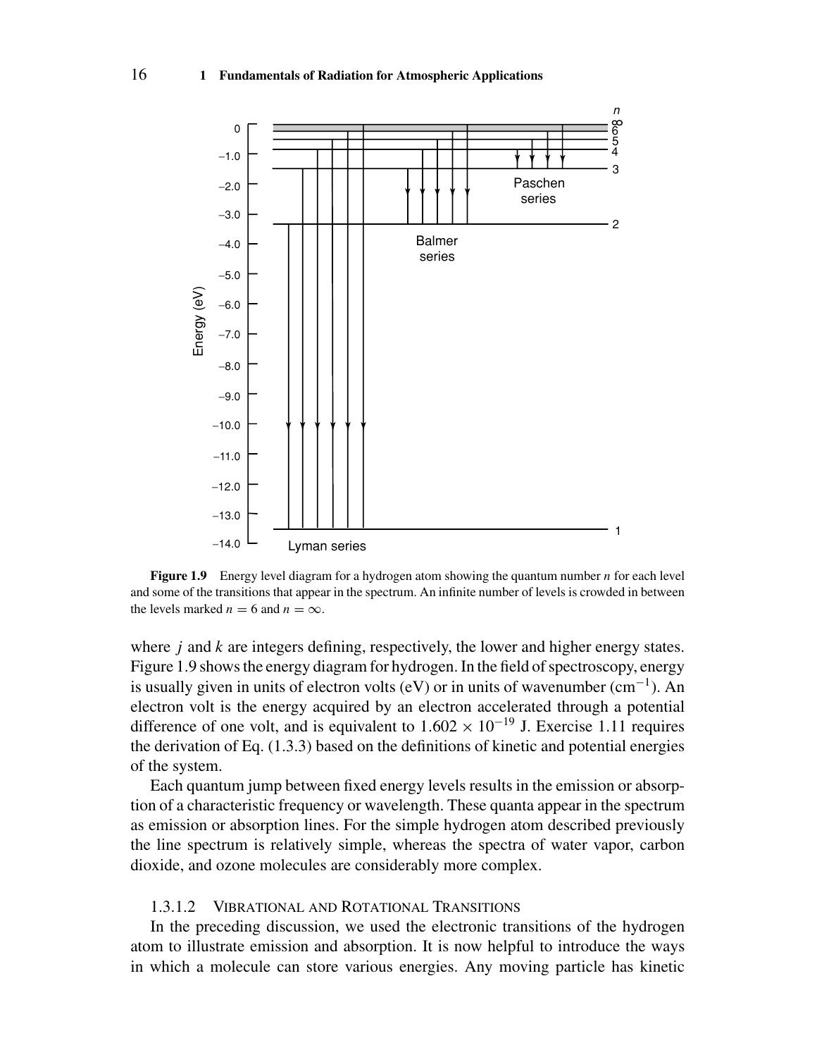**Figure 1.9** Energy level diagram for a hydrogen atom showing the quantum number $n$ for each level and some of the transitions that appear in the spectrum. An infinite number of levels is crowded in between the levels marked $n = 6$ and $n = \infty$.

where $j$ and $k$ are integers defining, respectively, the lower and higher energy states. Figure 1.9 shows the energy diagram for hydrogen. In the field of spectroscopy, energy is usually given in units of electron volts (eV) or in units of wavenumber ($\text{cm}^{-1}$). An electron volt is the energy acquired by an electron accelerated through a potential difference of one volt, and is equivalent to $1.602 \times 10^{-19}$ J. Exercise 1.11 requires the derivation of Eq. (1.3.3) based on the definitions of kinetic and potential energies of the system.

Each quantum jump between fixed energy levels results in the emission or absorption of a characteristic frequency or wavelength. These quanta appear in the spectrum as emission or absorption lines. For the simple hydrogen atom described previously the line spectrum is relatively simple, whereas the spectra of water vapor, carbon dioxide, and ozone molecules are considerably more complex.

#### 1.3.1.2 Vibrational and Rotational Transitions

In the preceding discussion, we used the electronic transitions of the hydrogen atom to illustrate emission and absorption. It is now helpful to introduce the ways in which a molecule can store various energies. Any moving particle has kinetic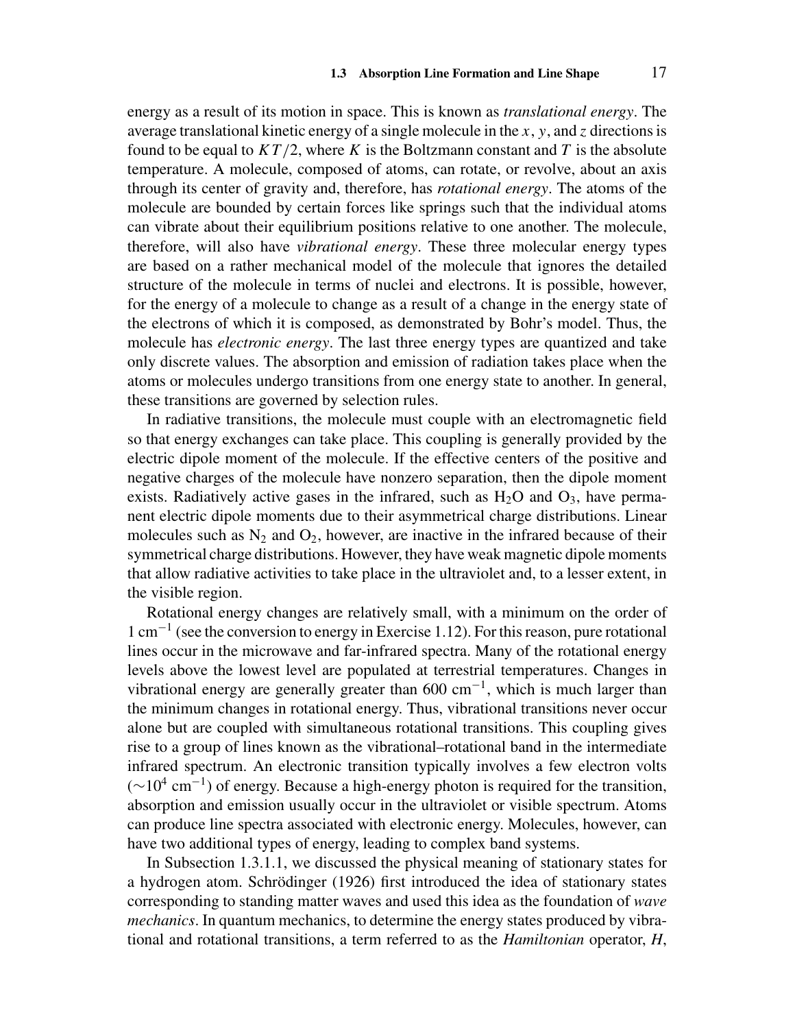energy as a result of its motion in space. This is known as *translational energy*. The average translational kinetic energy of a single molecule in the $x$, $y$, and $z$ directions is found to be equal to $KT/2$, where $K$ is the Boltzmann constant and $T$ is the absolute temperature. A molecule, composed of atoms, can rotate, or revolve, about an axis through its center of gravity and, therefore, has *rotational energy*. The atoms of the molecule are bounded by certain forces like springs such that the individual atoms can vibrate about their equilibrium positions relative to one another. The molecule, therefore, will also have *vibrational energy*. These three molecular energy types are based on a rather mechanical model of the molecule that ignores the detailed structure of the molecule in terms of nuclei and electrons. It is possible, however, for the energy of a molecule to change as a result of a change in the energy state of the electrons of which it is composed, as demonstrated by Bohr's model. Thus, the molecule has *electronic energy*. The last three energy types are quantized and take only discrete values. The absorption and emission of radiation takes place when the atoms or molecules undergo transitions from one energy state to another. In general, these transitions are governed by selection rules.

In radiative transitions, the molecule must couple with an electromagnetic field so that energy exchanges can take place. This coupling is generally provided by the electric dipole moment of the molecule. If the effective centers of the positive and negative charges of the molecule have nonzero separation, then the dipole moment exists. Radiatively active gases in the infrared, such as $H_2O$ and $O_3$, have permanent electric dipole moments due to their asymmetrical charge distributions. Linear molecules such as $N_2$ and $O_2$, however, are inactive in the infrared because of their symmetrical charge distributions. However, they have weak magnetic dipole moments that allow radiative activities to take place in the ultraviolet and, to a lesser extent, in the visible region.

Rotational energy changes are relatively small, with a minimum on the order of $1\ \text{cm}^{-1}$ (see the conversion to energy in Exercise 1.12). For this reason, pure rotational lines occur in the microwave and far-infrared spectra. Many of the rotational energy levels above the lowest level are populated at terrestrial temperatures. Changes in vibrational energy are generally greater than $600\ \text{cm}^{-1}$, which is much larger than the minimum changes in rotational energy. Thus, vibrational transitions never occur alone but are coupled with simultaneous rotational transitions. This coupling gives rise to a group of lines known as the vibrational–rotational band in the intermediate infrared spectrum. An electronic transition typically involves a few electron volts ($\sim 10^4\ \text{cm}^{-1}$) of energy. Because a high-energy photon is required for the transition, absorption and emission usually occur in the ultraviolet or visible spectrum. Atoms can produce line spectra associated with electronic energy. Molecules, however, can have two additional types of energy, leading to complex band systems.

In Subsection 1.3.1.1, we discussed the physical meaning of stationary states for a hydrogen atom. Schrödinger (1926) first introduced the idea of stationary states corresponding to standing matter waves and used this idea as the foundation of *wave mechanics*. In quantum mechanics, to determine the energy states produced by vibrational and rotational transitions, a term referred to as the *Hamiltonian* operator, $H$,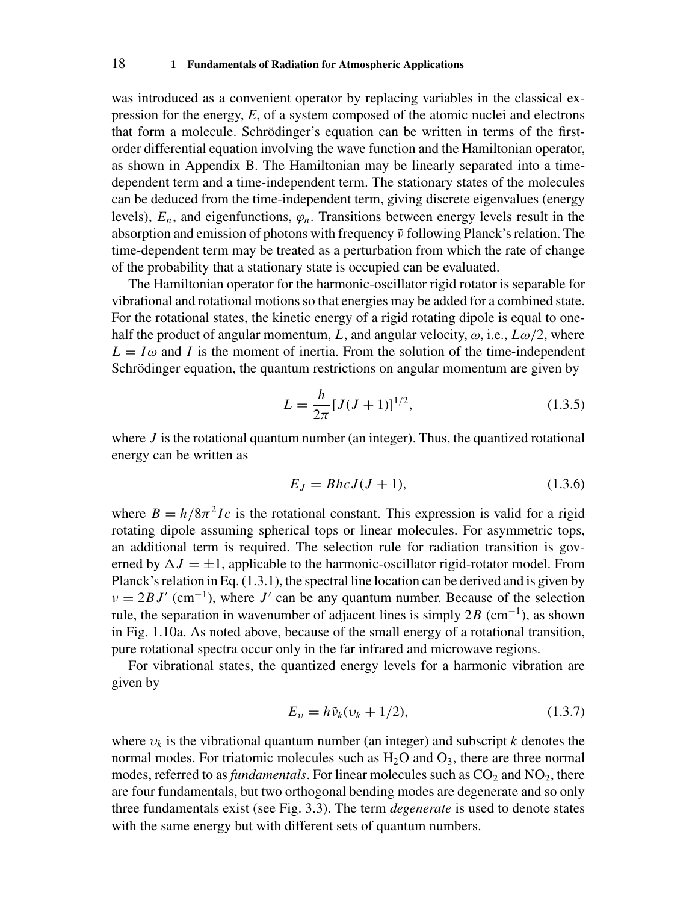was introduced as a convenient operator by replacing variables in the classical expression for the energy, $E$, of a system composed of the atomic nuclei and electrons that form a molecule. Schrödinger's equation can be written in terms of the first-order differential equation involving the wave function and the Hamiltonian operator, as shown in Appendix B. The Hamiltonian may be linearly separated into a time-dependent term and a time-independent term. The stationary states of the molecules can be deduced from the time-independent term, giving discrete eigenvalues (energy levels), $E_n$, and eigenfunctions, $\varphi_n$. Transitions between energy levels result in the absorption and emission of photons with frequency $\tilde{\nu}$ following Planck's relation. The time-dependent term may be treated as a perturbation from which the rate of change of the probability that a stationary state is occupied can be evaluated.

The Hamiltonian operator for the harmonic-oscillator rigid rotator is separable for vibrational and rotational motions so that energies may be added for a combined state. For the rotational states, the kinetic energy of a rigid rotating dipole is equal to one-half the product of angular momentum, $L$, and angular velocity, $\omega$, i.e., $L\omega/2$, where $L = I\omega$ and $I$ is the moment of inertia. From the solution of the time-independent Schrödinger equation, the quantum restrictions on angular momentum are given by

$$L = \frac{h}{2\pi}[J(J+1)]^{1/2}, \tag{1.3.5}$$

where $J$ is the rotational quantum number (an integer). Thus, the quantized rotational energy can be written as

$$E_J = BhcJ(J+1), \tag{1.3.6}$$

where $B = h/8\pi^2 Ic$ is the rotational constant. This expression is valid for a rigid rotating dipole assuming spherical tops or linear molecules. For asymmetric tops, an additional term is required. The selection rule for radiation transition is governed by $\Delta J = \pm 1$, applicable to the harmonic-oscillator rigid-rotator model. From Planck's relation in Eq. (1.3.1), the spectral line location can be derived and is given by $\nu = 2BJ'$ ($\text{cm}^{-1}$), where $J'$ can be any quantum number. Because of the selection rule, the separation in wavenumber of adjacent lines is simply $2B$ ($\text{cm}^{-1}$), as shown in Fig. 1.10a. As noted above, because of the small energy of a rotational transition, pure rotational spectra occur only in the far infrared and microwave regions.

For vibrational states, the quantized energy levels for a harmonic vibration are given by

$$E_\upsilon = h\tilde{\nu}_k(\upsilon_k + 1/2), \tag{1.3.7}$$

where $\upsilon_k$ is the vibrational quantum number (an integer) and subscript $k$ denotes the normal modes. For triatomic molecules such as $H_2O$ and $O_3$, there are three normal modes, referred to as *fundamentals*. For linear molecules such as $CO_2$ and $NO_2$, there are four fundamentals, but two orthogonal bending modes are degenerate and so only three fundamentals exist (see Fig. 3.3). The term *degenerate* is used to denote states with the same energy but with different sets of quantum numbers.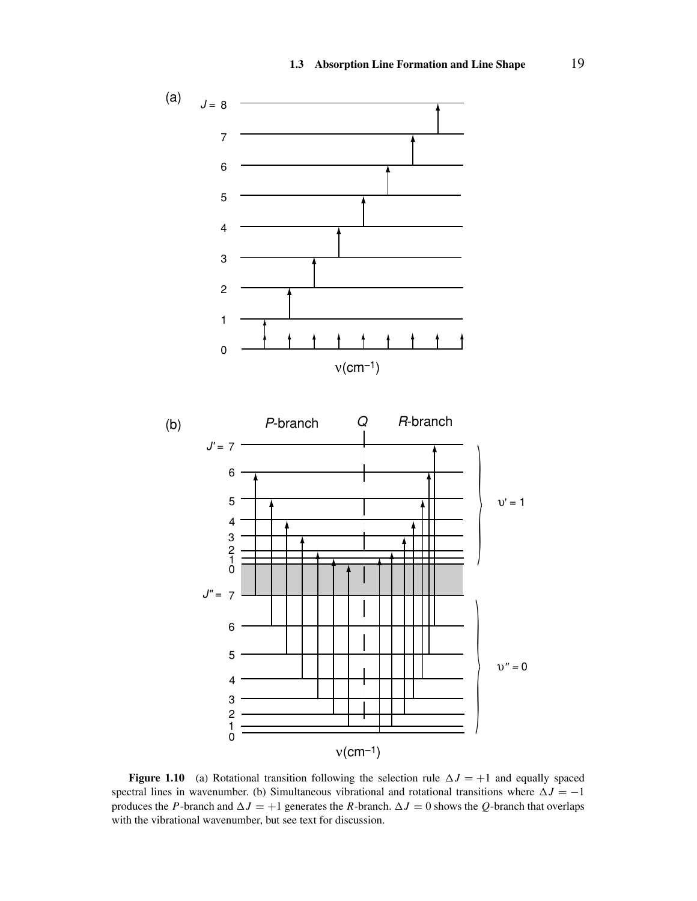**Figure 1.10** (a) Rotational transition following the selection rule $\Delta J = +1$ and equally spaced spectral lines in wavenumber. (b) Simultaneous vibrational and rotational transitions where $\Delta J = -1$ produces the $P$-branch and $\Delta J = +1$ generates the $R$-branch. $\Delta J = 0$ shows the $Q$-branch that overlaps with the vibrational wavenumber, but see text for discussion.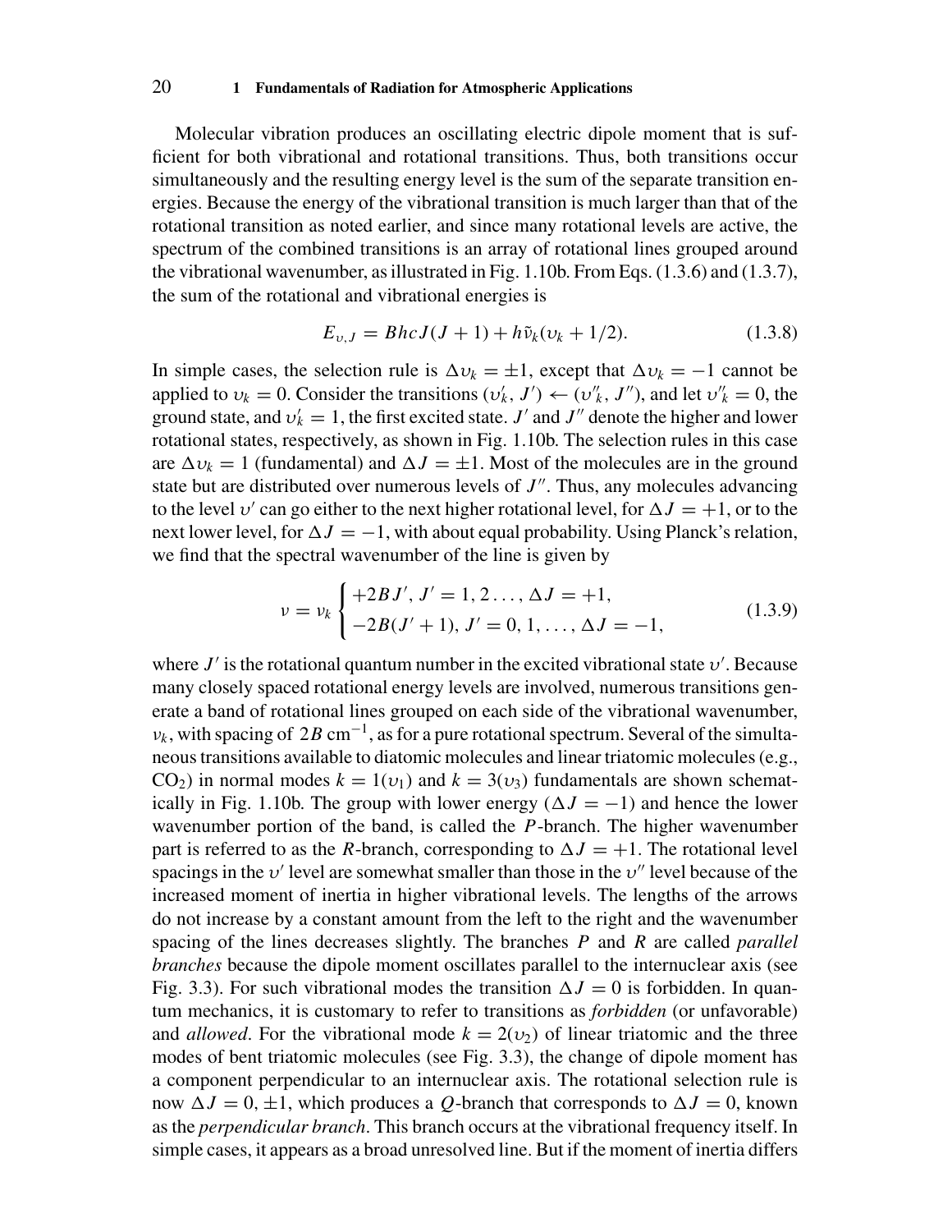Molecular vibration produces an oscillating electric dipole moment that is sufficient for both vibrational and rotational transitions. Thus, both transitions occur simultaneously and the resulting energy level is the sum of the separate transition energies. Because the energy of the vibrational transition is much larger than that of the rotational transition as noted earlier, and since many rotational levels are active, the spectrum of the combined transitions is an array of rotational lines grouped around the vibrational wavenumber, as illustrated in Fig. 1.10b. From Eqs. (1.3.6) and (1.3.7), the sum of the rotational and vibrational energies is

$$E_{\upsilon,J} = BhcJ(J+1) + h\tilde{\nu}_k(\upsilon_k + 1/2). \tag{1.3.8}$$

In simple cases, the selection rule is $\Delta\upsilon_k = \pm 1$, except that $\Delta\upsilon_k = -1$ cannot be applied to $\upsilon_k = 0$. Consider the transitions $(\upsilon'_k, J') \leftarrow (\upsilon''_k, J'')$, and let $\upsilon''_k = 0$, the ground state, and $\upsilon'_k = 1$, the first excited state. $J'$ and $J''$ denote the higher and lower rotational states, respectively, as shown in Fig. 1.10b. The selection rules in this case are $\Delta\upsilon_k = 1$ (fundamental) and $\Delta J = \pm 1$. Most of the molecules are in the ground state but are distributed over numerous levels of $J''$. Thus, any molecules advancing to the level $\upsilon'$ can go either to the next higher rotational level, for $\Delta J = +1$, or to the next lower level, for $\Delta J = -1$, with about equal probability. Using Planck's relation, we find that the spectral wavenumber of the line is given by

$$\nu = \nu_k \begin{cases} +2BJ', \; J' = 1, 2 \ldots, \; \Delta J = +1, \\ -2B(J'+1), \; J' = 0, 1, \ldots, \; \Delta J = -1, \end{cases} \tag{1.3.9}$$

where $J'$ is the rotational quantum number in the excited vibrational state $\upsilon'$. Because many closely spaced rotational energy levels are involved, numerous transitions generate a band of rotational lines grouped on each side of the vibrational wavenumber, $\nu_k$, with spacing of $2B$ cm$^{-1}$, as for a pure rotational spectrum. Several of the simultaneous transitions available to diatomic molecules and linear triatomic molecules (e.g., $CO_2$) in normal modes $k = 1(\upsilon_1)$ and $k = 3(\upsilon_3)$ fundamentals are shown schematically in Fig. 1.10b. The group with lower energy ($\Delta J = -1$) and hence the lower wavenumber portion of the band, is called the $P$-branch. The higher wavenumber part is referred to as the $R$-branch, corresponding to $\Delta J = +1$. The rotational level spacings in the $\upsilon'$ level are somewhat smaller than those in the $\upsilon''$ level because of the increased moment of inertia in higher vibrational levels. The lengths of the arrows do not increase by a constant amount from the left to the right and the wavenumber spacing of the lines decreases slightly. The branches $P$ and $R$ are called *parallel branches* because the dipole moment oscillates parallel to the internuclear axis (see Fig. 3.3). For such vibrational modes the transition $\Delta J = 0$ is forbidden. In quantum mechanics, it is customary to refer to transitions as *forbidden* (or unfavorable) and *allowed*. For the vibrational mode $k = 2(\upsilon_2)$ of linear triatomic and the three modes of bent triatomic molecules (see Fig. 3.3), the change of dipole moment has a component perpendicular to an internuclear axis. The rotational selection rule is now $\Delta J = 0, \pm 1$, which produces a $Q$-branch that corresponds to $\Delta J = 0$, known as the *perpendicular branch*. This branch occurs at the vibrational frequency itself. In simple cases, it appears as a broad unresolved line. But if the moment of inertia differs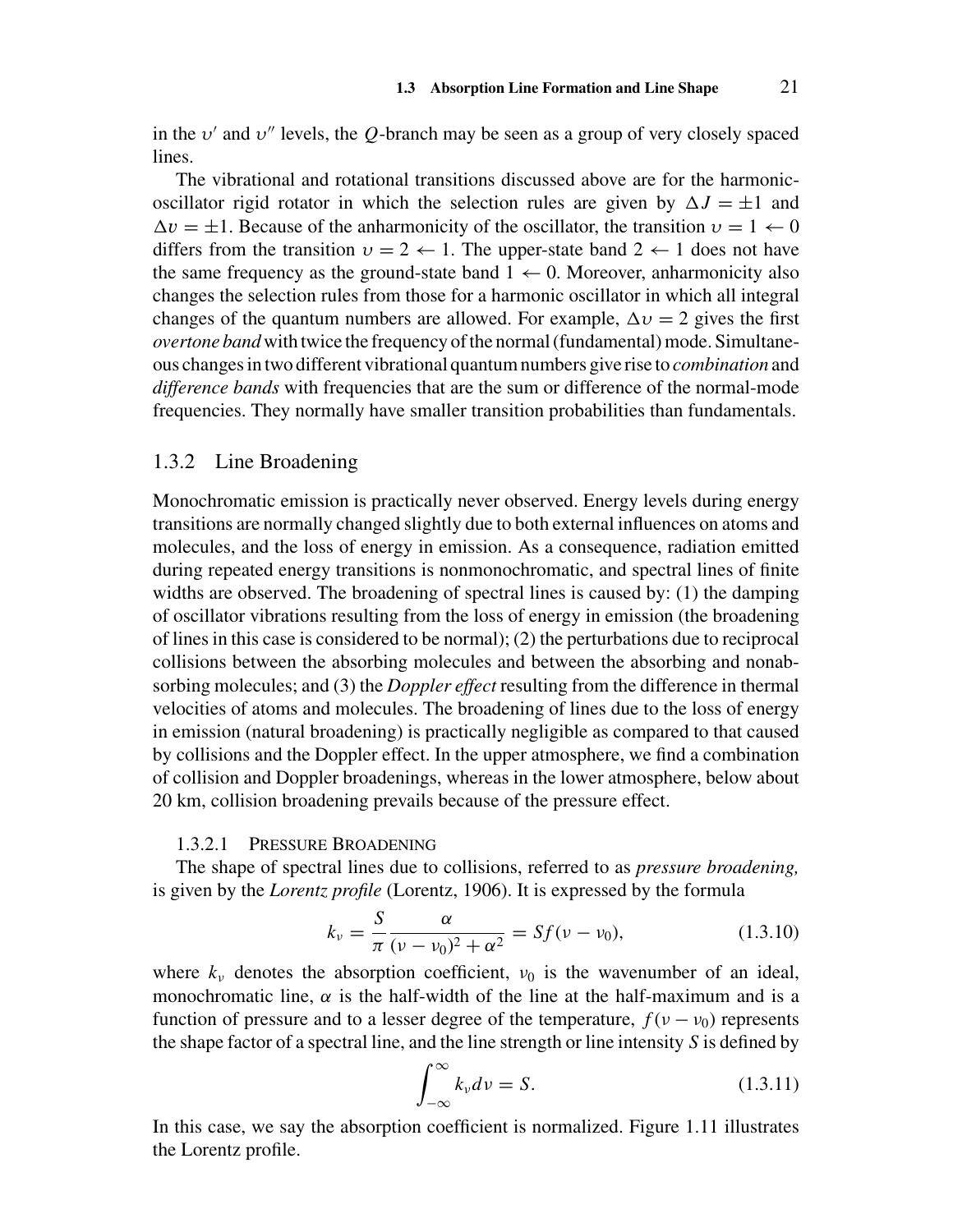in the $\upsilon'$ and $\upsilon''$ levels, the $Q$-branch may be seen as a group of very closely spaced lines.

The vibrational and rotational transitions discussed above are for the harmonic-oscillator rigid rotator in which the selection rules are given by $\Delta J = \pm 1$ and $\Delta \upsilon = \pm 1$. Because of the anharmonicity of the oscillator, the transition $\upsilon = 1 \leftarrow 0$ differs from the transition $\upsilon = 2 \leftarrow 1$. The upper-state band $2 \leftarrow 1$ does not have the same frequency as the ground-state band $1 \leftarrow 0$. Moreover, anharmonicity also changes the selection rules from those for a harmonic oscillator in which all integral changes of the quantum numbers are allowed. For example, $\Delta \upsilon = 2$ gives the first *overtone band* with twice the frequency of the normal (fundamental) mode. Simultaneous changes in two different vibrational quantum numbers give rise to *combination* and *difference bands* with frequencies that are the sum or difference of the normal-mode frequencies. They normally have smaller transition probabilities than fundamentals.

## 1.3.2 Line Broadening

Monochromatic emission is practically never observed. Energy levels during energy transitions are normally changed slightly due to both external influences on atoms and molecules, and the loss of energy in emission. As a consequence, radiation emitted during repeated energy transitions is nonmonochromatic, and spectral lines of finite widths are observed. The broadening of spectral lines is caused by: (1) the damping of oscillator vibrations resulting from the loss of energy in emission (the broadening of lines in this case is considered to be normal); (2) the perturbations due to reciprocal collisions between the absorbing molecules and between the absorbing and nonabsorbing molecules; and (3) the *Doppler effect* resulting from the difference in thermal velocities of atoms and molecules. The broadening of lines due to the loss of energy in emission (natural broadening) is practically negligible as compared to that caused by collisions and the Doppler effect. In the upper atmosphere, we find a combination of collision and Doppler broadenings, whereas in the lower atmosphere, below about 20 km, collision broadening prevails because of the pressure effect.

### 1.3.2.1 Pressure Broadening

The shape of spectral lines due to collisions, referred to as *pressure broadening,* is given by the *Lorentz profile* (Lorentz, 1906). It is expressed by the formula

$$k_\nu = \frac{S}{\pi} \frac{\alpha}{(\nu - \nu_0)^2 + \alpha^2} = S f(\nu - \nu_0), \tag{1.3.10}$$

where $k_\nu$ denotes the absorption coefficient, $\nu_0$ is the wavenumber of an ideal, monochromatic line, $\alpha$ is the half-width of the line at the half-maximum and is a function of pressure and to a lesser degree of the temperature, $f(\nu - \nu_0)$ represents the shape factor of a spectral line, and the line strength or line intensity $S$ is defined by

$$\int_{-\infty}^{\infty} k_\nu d\nu = S. \tag{1.3.11}$$

In this case, we say the absorption coefficient is normalized. Figure 1.11 illustrates the Lorentz profile.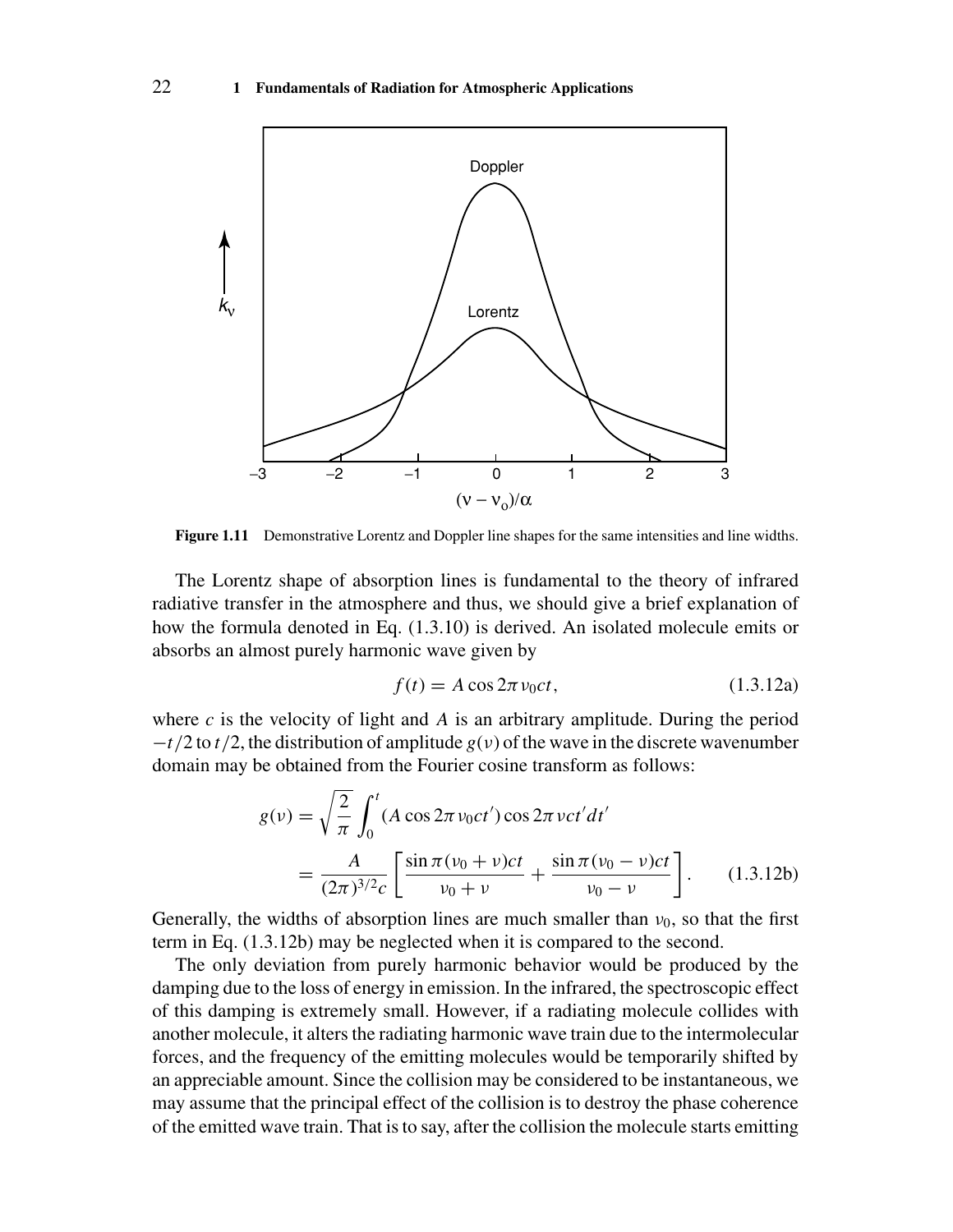**Figure 1.11** Demonstrative Lorentz and Doppler line shapes for the same intensities and line widths.

The Lorentz shape of absorption lines is fundamental to the theory of infrared radiative transfer in the atmosphere and thus, we should give a brief explanation of how the formula denoted in Eq. (1.3.10) is derived. An isolated molecule emits or absorbs an almost purely harmonic wave given by

$$f(t) = A\cos 2\pi\nu_0 ct, \tag{1.3.12a}$$

where $c$ is the velocity of light and $A$ is an arbitrary amplitude. During the period $-t/2$ to $t/2$, the distribution of amplitude $g(\nu)$ of the wave in the discrete wavenumber domain may be obtained from the Fourier cosine transform as follows:

$$\begin{aligned} g(\nu) &= \sqrt{\frac{2}{\pi}}\int_0^t (A\cos 2\pi\nu_0 ct')\cos 2\pi\nu ct'dt' \\ &= \frac{A}{(2\pi)^{3/2}c}\left[\frac{\sin\pi(\nu_0+\nu)ct}{\nu_0+\nu} + \frac{\sin\pi(\nu_0-\nu)ct}{\nu_0-\nu}\right]. \end{aligned} \tag{1.3.12b}$$

Generally, the widths of absorption lines are much smaller than $\nu_0$, so that the first term in Eq. (1.3.12b) may be neglected when it is compared to the second.

The only deviation from purely harmonic behavior would be produced by the damping due to the loss of energy in emission. In the infrared, the spectroscopic effect of this damping is extremely small. However, if a radiating molecule collides with another molecule, it alters the radiating harmonic wave train due to the intermolecular forces, and the frequency of the emitting molecules would be temporarily shifted by an appreciable amount. Since the collision may be considered to be instantaneous, we may assume that the principal effect of the collision is to destroy the phase coherence of the emitted wave train. That is to say, after the collision the molecule starts emitting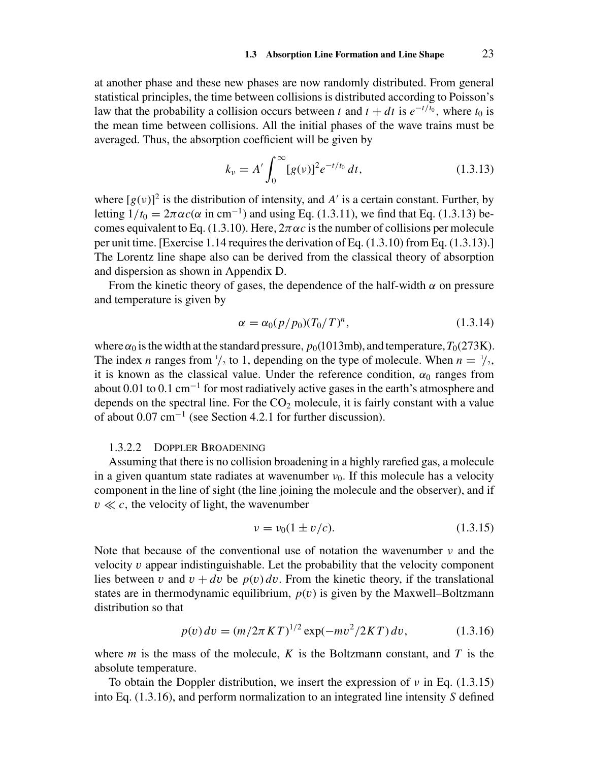at another phase and these new phases are now randomly distributed. From general statistical principles, the time between collisions is distributed according to Poisson's law that the probability a collision occurs between $t$ and $t + dt$ is $e^{-t/t_0}$, where $t_0$ is the mean time between collisions. All the initial phases of the wave trains must be averaged. Thus, the absorption coefficient will be given by

$$k_\nu = A' \int_0^\infty [g(\nu)]^2 e^{-t/t_0}\, dt, \tag{1.3.13}$$

where $[g(\nu)]^2$ is the distribution of intensity, and $A'$ is a certain constant. Further, by letting $1/t_0 = 2\pi\alpha c$($\alpha$ in cm$^{-1}$) and using Eq. (1.3.11), we find that Eq. (1.3.13) becomes equivalent to Eq. (1.3.10). Here, $2\pi\alpha c$ is the number of collisions per molecule per unit time. [Exercise 1.14 requires the derivation of Eq. (1.3.10) from Eq. (1.3.13).] The Lorentz line shape also can be derived from the classical theory of absorption and dispersion as shown in Appendix D.

From the kinetic theory of gases, the dependence of the half-width $\alpha$ on pressure and temperature is given by

$$\alpha = \alpha_0 (p/p_0)(T_0/T)^n, \tag{1.3.14}$$

where $\alpha_0$ is the width at the standard pressure, $p_0$(1013mb), and temperature, $T_0$(273K). The index $n$ ranges from $1/2$ to 1, depending on the type of molecule. When $n = 1/2$, it is known as the classical value. Under the reference condition, $\alpha_0$ ranges from about 0.01 to 0.1 cm$^{-1}$ for most radiatively active gases in the earth's atmosphere and depends on the spectral line. For the $CO_2$ molecule, it is fairly constant with a value of about 0.07 cm$^{-1}$ (see Section 4.2.1 for further discussion).

#### 1.3.2.2 Doppler Broadening

Assuming that there is no collision broadening in a highly rarefied gas, a molecule in a given quantum state radiates at wavenumber $\nu_0$. If this molecule has a velocity component in the line of sight (the line joining the molecule and the observer), and if $v \ll c$, the velocity of light, the wavenumber

$$\nu = \nu_0 (1 \pm v/c). \tag{1.3.15}$$

Note that because of the conventional use of notation the wavenumber $\nu$ and the velocity $v$ appear indistinguishable. Let the probability that the velocity component lies between $v$ and $v + dv$ be $p(v)\, dv$. From the kinetic theory, if the translational states are in thermodynamic equilibrium, $p(v)$ is given by the Maxwell–Boltzmann distribution so that

$$p(v)\, dv = (m/2\pi K T)^{1/2} \exp(-m v^2/2KT)\, dv, \tag{1.3.16}$$

where $m$ is the mass of the molecule, $K$ is the Boltzmann constant, and $T$ is the absolute temperature.

To obtain the Doppler distribution, we insert the expression of $\nu$ in Eq. (1.3.15) into Eq. (1.3.16), and perform normalization to an integrated line intensity $S$ defined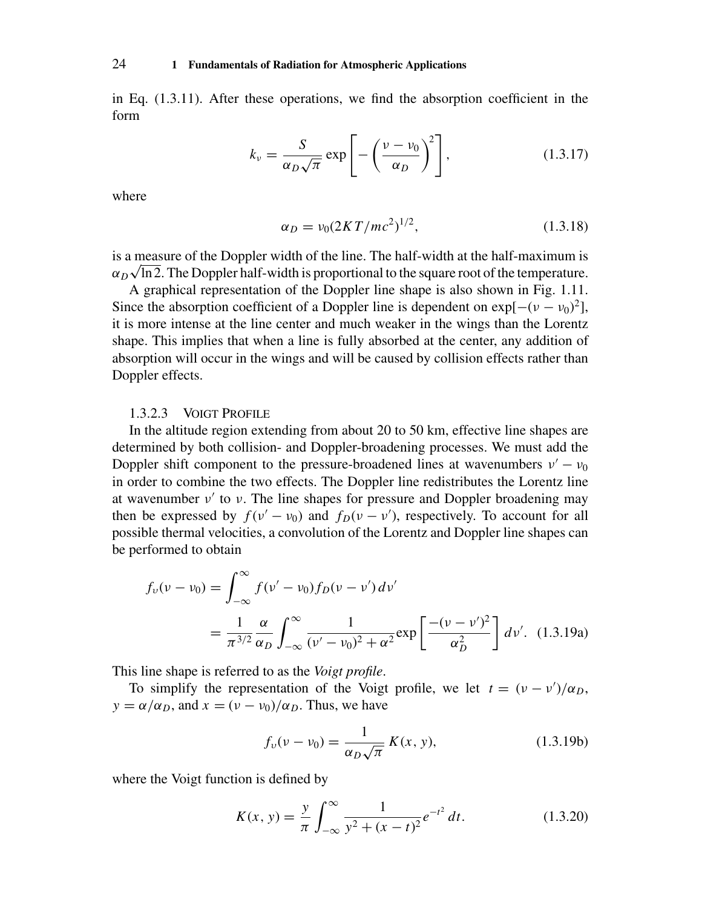in Eq. (1.3.11). After these operations, we find the absorption coefficient in the form

$$k_\nu = \frac{S}{\alpha_D \sqrt{\pi}} \exp\left[-\left(\frac{\nu - \nu_0}{\alpha_D}\right)^2\right], \tag{1.3.17}$$

where

$$\alpha_D = \nu_0 (2KT/mc^2)^{1/2}, \tag{1.3.18}$$

is a measure of the Doppler width of the line. The half-width at the half-maximum is $\alpha_D \sqrt{\ln 2}$. The Doppler half-width is proportional to the square root of the temperature.

A graphical representation of the Doppler line shape is also shown in Fig. 1.11. Since the absorption coefficient of a Doppler line is dependent on $\exp[-(\nu - \nu_0)^2]$, it is more intense at the line center and much weaker in the wings than the Lorentz shape. This implies that when a line is fully absorbed at the center, any addition of absorption will occur in the wings and will be caused by collision effects rather than Doppler effects.

### 1.3.2.3 Voigt Profile

In the altitude region extending from about 20 to 50 km, effective line shapes are determined by both collision- and Doppler-broadening processes. We must add the Doppler shift component to the pressure-broadened lines at wavenumbers $\nu' - \nu_0$ in order to combine the two effects. The Doppler line redistributes the Lorentz line at wavenumber $\nu'$ to $\nu$. The line shapes for pressure and Doppler broadening may then be expressed by $f(\nu' - \nu_0)$ and $f_D(\nu - \nu')$, respectively. To account for all possible thermal velocities, a convolution of the Lorentz and Doppler line shapes can be performed to obtain

$$\begin{aligned} f_\upsilon(\nu - \nu_0) &= \int_{-\infty}^{\infty} f(\nu' - \nu_0) f_D(\nu - \nu')\, d\nu' \\ &= \frac{1}{\pi^{3/2}} \frac{\alpha}{\alpha_D} \int_{-\infty}^{\infty} \frac{1}{(\nu' - \nu_0)^2 + \alpha^2} \exp\left[\frac{-(\nu - \nu')^2}{\alpha_D^2}\right] d\nu'. \end{aligned} \tag{1.3.19a}$$

This line shape is referred to as the *Voigt profile*.

To simplify the representation of the Voigt profile, we let $t = (\nu - \nu')/\alpha_D$, $y = \alpha/\alpha_D$, and $x = (\nu - \nu_0)/\alpha_D$. Thus, we have

$$f_\upsilon(\nu - \nu_0) = \frac{1}{\alpha_D \sqrt{\pi}} K(x, y), \tag{1.3.19b}$$

where the Voigt function is defined by

$$K(x, y) = \frac{y}{\pi} \int_{-\infty}^{\infty} \frac{1}{y^2 + (x - t)^2} e^{-t^2}\, dt. \tag{1.3.20}$$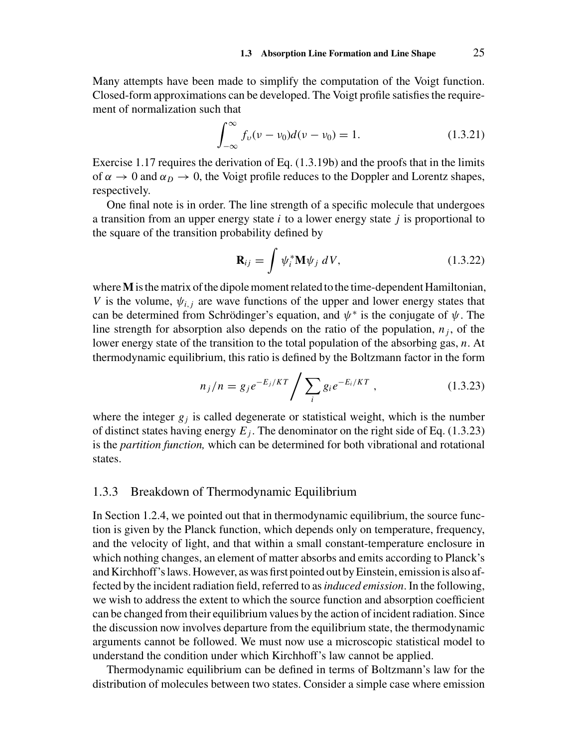Many attempts have been made to simplify the computation of the Voigt function. Closed-form approximations can be developed. The Voigt profile satisfies the requirement of normalization such that

$$\int_{-\infty}^{\infty} f_{\upsilon}(\nu - \nu_0) d(\nu - \nu_0) = 1. \tag{1.3.21}$$

Exercise 1.17 requires the derivation of Eq. (1.3.19b) and the proofs that in the limits of $\alpha \to 0$ and $\alpha_D \to 0$, the Voigt profile reduces to the Doppler and Lorentz shapes, respectively.

One final note is in order. The line strength of a specific molecule that undergoes a transition from an upper energy state $i$ to a lower energy state $j$ is proportional to the square of the transition probability defined by

$$\mathbf{R}_{ij} = \int \psi_i^* \mathbf{M} \psi_j \, dV, \tag{1.3.22}$$

where $\mathbf{M}$ is the matrix of the dipole moment related to the time-dependent Hamiltonian, $V$ is the volume, $\psi_{i,j}$ are wave functions of the upper and lower energy states that can be determined from Schrödinger's equation, and $\psi^*$ is the conjugate of $\psi$. The line strength for absorption also depends on the ratio of the population, $n_j$, of the lower energy state of the transition to the total population of the absorbing gas, $n$. At thermodynamic equilibrium, this ratio is defined by the Boltzmann factor in the form

$$n_j/n = g_j e^{-E_j/KT} \Big/ \sum_i g_i e^{-E_i/KT}, \tag{1.3.23}$$

where the integer $g_j$ is called degenerate or statistical weight, which is the number of distinct states having energy $E_j$. The denominator on the right side of Eq. (1.3.23) is the *partition function,* which can be determined for both vibrational and rotational states.

### 1.3.3 Breakdown of Thermodynamic Equilibrium

In Section 1.2.4, we pointed out that in thermodynamic equilibrium, the source function is given by the Planck function, which depends only on temperature, frequency, and the velocity of light, and that within a small constant-temperature enclosure in which nothing changes, an element of matter absorbs and emits according to Planck's and Kirchhoff's laws. However, as was first pointed out by Einstein, emission is also affected by the incident radiation field, referred to as *induced emission*. In the following, we wish to address the extent to which the source function and absorption coefficient can be changed from their equilibrium values by the action of incident radiation. Since the discussion now involves departure from the equilibrium state, the thermodynamic arguments cannot be followed. We must now use a microscopic statistical model to understand the condition under which Kirchhoff's law cannot be applied.

Thermodynamic equilibrium can be defined in terms of Boltzmann's law for the distribution of molecules between two states. Consider a simple case where emission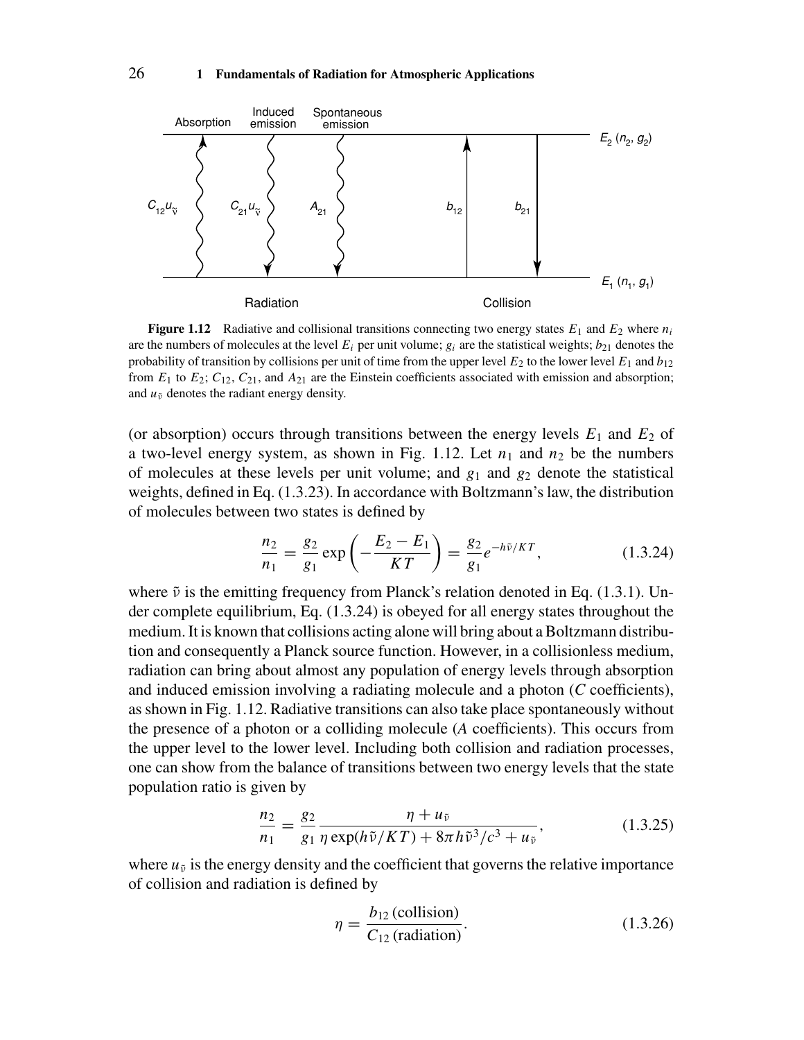**Figure 1.12** Radiative and collisional transitions connecting two energy states $E_1$ and $E_2$ where $n_i$ are the numbers of molecules at the level $E_i$ per unit volume; $g_i$ are the statistical weights; $b_{21}$ denotes the probability of transition by collisions per unit of time from the upper level $E_2$ to the lower level $E_1$ and $b_{12}$ from $E_1$ to $E_2$; $C_{12}$, $C_{21}$, and $A_{21}$ are the Einstein coefficients associated with emission and absorption; and $u_{\tilde{\nu}}$ denotes the radiant energy density.

(or absorption) occurs through transitions between the energy levels $E_1$ and $E_2$ of a two-level energy system, as shown in Fig. 1.12. Let $n_1$ and $n_2$ be the numbers of molecules at these levels per unit volume; and $g_1$ and $g_2$ denote the statistical weights, defined in Eq. (1.3.23). In accordance with Boltzmann's law, the distribution of molecules between two states is defined by

$$\frac{n_2}{n_1} = \frac{g_2}{g_1} \exp\left(-\frac{E_2 - E_1}{KT}\right) = \frac{g_2}{g_1} e^{-h\tilde{\nu}/KT}, \tag{1.3.24}$$

where $\tilde{\nu}$ is the emitting frequency from Planck's relation denoted in Eq. (1.3.1). Under complete equilibrium, Eq. (1.3.24) is obeyed for all energy states throughout the medium. It is known that collisions acting alone will bring about a Boltzmann distribution and consequently a Planck source function. However, in a collisionless medium, radiation can bring about almost any population of energy levels through absorption and induced emission involving a radiating molecule and a photon ($C$ coefficients), as shown in Fig. 1.12. Radiative transitions can also take place spontaneously without the presence of a photon or a colliding molecule ($A$ coefficients). This occurs from the upper level to the lower level. Including both collision and radiation processes, one can show from the balance of transitions between two energy levels that the state population ratio is given by

$$\frac{n_2}{n_1} = \frac{g_2}{g_1} \frac{\eta + u_{\tilde{\nu}}}{\eta \exp(h\tilde{\nu}/KT) + 8\pi h\tilde{\nu}^3/c^3 + u_{\tilde{\nu}}}, \tag{1.3.25}$$

where $u_{\tilde{\nu}}$ is the energy density and the coefficient that governs the relative importance of collision and radiation is defined by

$$\eta = \frac{b_{12}\,(\text{collision})}{C_{12}\,(\text{radiation})}. \tag{1.3.26}$$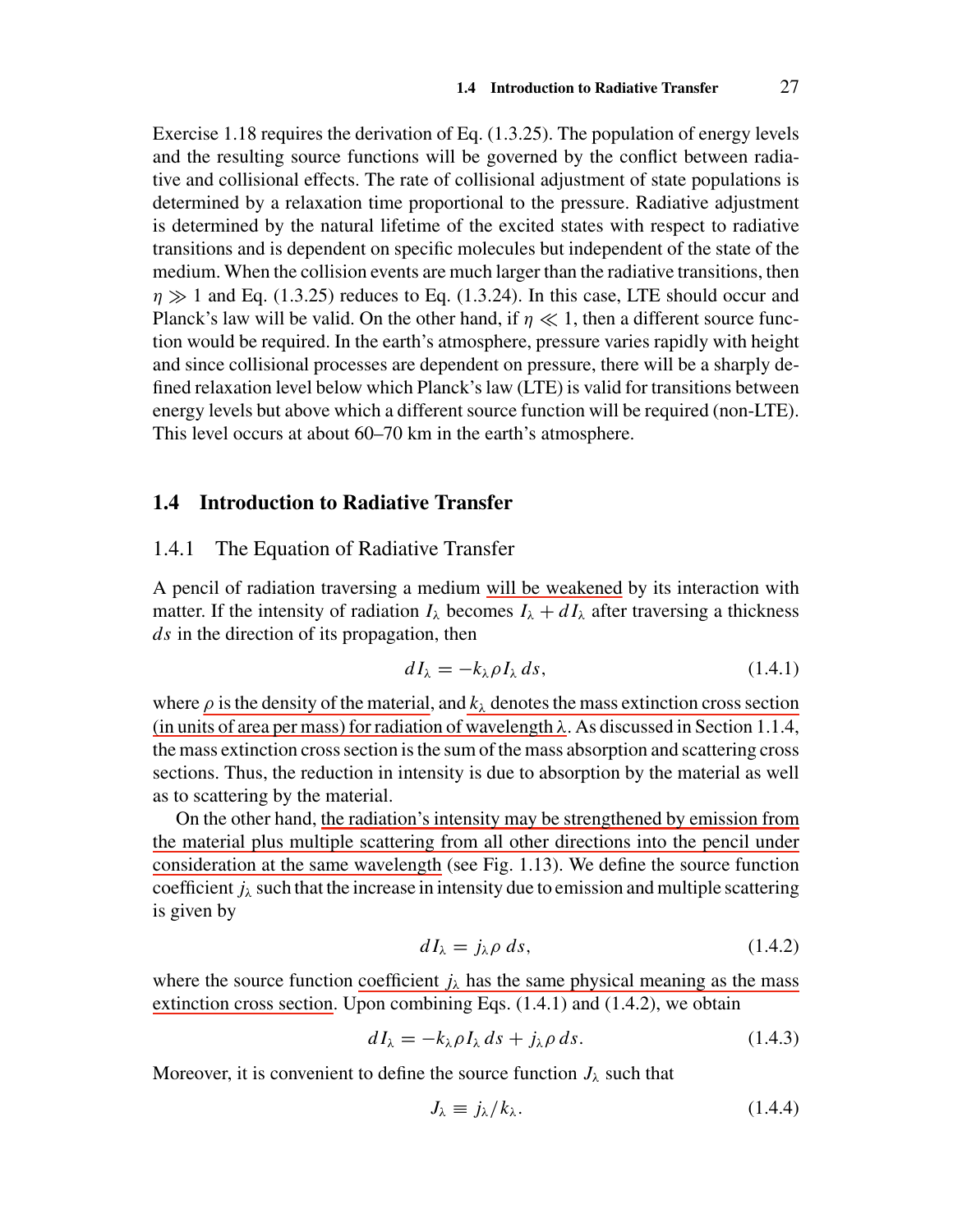Exercise 1.18 requires the derivation of Eq. (1.3.25). The population of energy levels and the resulting source functions will be governed by the conflict between radiative and collisional effects. The rate of collisional adjustment of state populations is determined by a relaxation time proportional to the pressure. Radiative adjustment is determined by the natural lifetime of the excited states with respect to radiative transitions and is dependent on specific molecules but independent of the state of the medium. When the collision events are much larger than the radiative transitions, then $\eta \gg 1$ and Eq. (1.3.25) reduces to Eq. (1.3.24). In this case, LTE should occur and Planck's law will be valid. On the other hand, if $\eta \ll 1$, then a different source function would be required. In the earth's atmosphere, pressure varies rapidly with height and since collisional processes are dependent on pressure, there will be a sharply defined relaxation level below which Planck's law (LTE) is valid for transitions between energy levels but above which a different source function will be required (non-LTE). This level occurs at about 60–70 km in the earth's atmosphere.

## 1.4 Introduction to Radiative Transfer

### 1.4.1 The Equation of Radiative Transfer

A pencil of radiation traversing a medium will be weakened by its interaction with matter. If the intensity of radiation $I_\lambda$ becomes $I_\lambda + dI_\lambda$ after traversing a thickness $ds$ in the direction of its propagation, then

$$dI_\lambda = -k_\lambda \rho I_\lambda \, ds, \tag{1.4.1}$$

where $\rho$ is the density of the material, and $k_\lambda$ denotes the mass extinction cross section (in units of area per mass) for radiation of wavelength $\lambda$. As discussed in Section 1.1.4, the mass extinction cross section is the sum of the mass absorption and scattering cross sections. Thus, the reduction in intensity is due to absorption by the material as well as to scattering by the material.

On the other hand, the radiation's intensity may be strengthened by emission from the material plus multiple scattering from all other directions into the pencil under consideration at the same wavelength (see Fig. 1.13). We define the source function coefficient $j_\lambda$ such that the increase in intensity due to emission and multiple scattering is given by

$$dI_\lambda = j_\lambda \rho \, ds, \tag{1.4.2}$$

where the source function coefficient $j_\lambda$ has the same physical meaning as the mass extinction cross section. Upon combining Eqs. (1.4.1) and (1.4.2), we obtain

$$dI_\lambda = -k_\lambda \rho I_\lambda \, ds + j_\lambda \rho \, ds. \tag{1.4.3}$$

Moreover, it is convenient to define the source function $J_\lambda$ such that

$$J_\lambda \equiv j_\lambda / k_\lambda. \tag{1.4.4}$$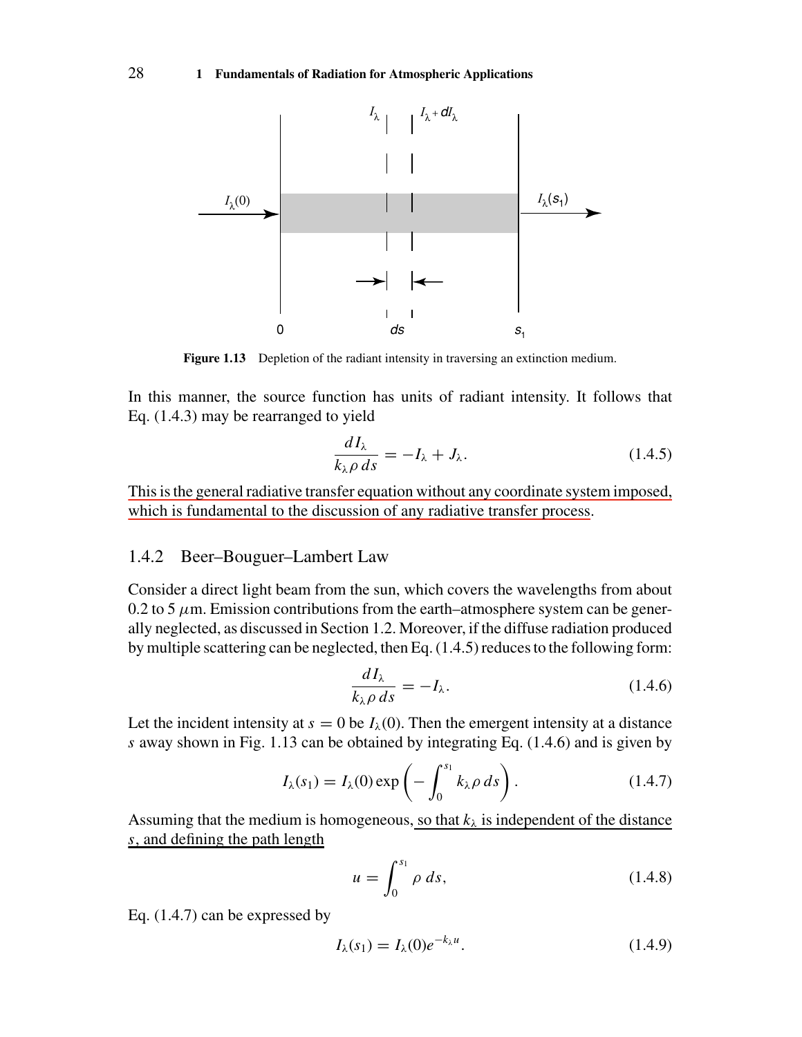Figure 1.13 Depletion of the radiant intensity in traversing an extinction medium.

In this manner, the source function has units of radiant intensity. It follows that Eq. (1.4.3) may be rearranged to yield

$$\frac{dI_\lambda}{k_\lambda \rho \, ds} = -I_\lambda + J_\lambda. \tag{1.4.5}$$

This is the general radiative transfer equation without any coordinate system imposed, which is fundamental to the discussion of any radiative transfer process.

### 1.4.2 Beer–Bouguer–Lambert Law

Consider a direct light beam from the sun, which covers the wavelengths from about 0.2 to 5 $\mu$m. Emission contributions from the earth–atmosphere system can be generally neglected, as discussed in Section 1.2. Moreover, if the diffuse radiation produced by multiple scattering can be neglected, then Eq. (1.4.5) reduces to the following form:

$$\frac{dI_\lambda}{k_\lambda \rho \, ds} = -I_\lambda. \tag{1.4.6}$$

Let the incident intensity at $s = 0$ be $I_\lambda(0)$. Then the emergent intensity at a distance $s$ away shown in Fig. 1.13 can be obtained by integrating Eq. (1.4.6) and is given by

$$I_\lambda(s_1) = I_\lambda(0) \exp\left(-\int_0^{s_1} k_\lambda \rho \, ds\right). \tag{1.4.7}$$

Assuming that the medium is homogeneous, so that $k_\lambda$ is independent of the distance $s$, and defining the path length

$$u = \int_0^{s_1} \rho \, ds, \tag{1.4.8}$$

Eq. (1.4.7) can be expressed by

$$I_\lambda(s_1) = I_\lambda(0) e^{-k_\lambda u}. \tag{1.4.9}$$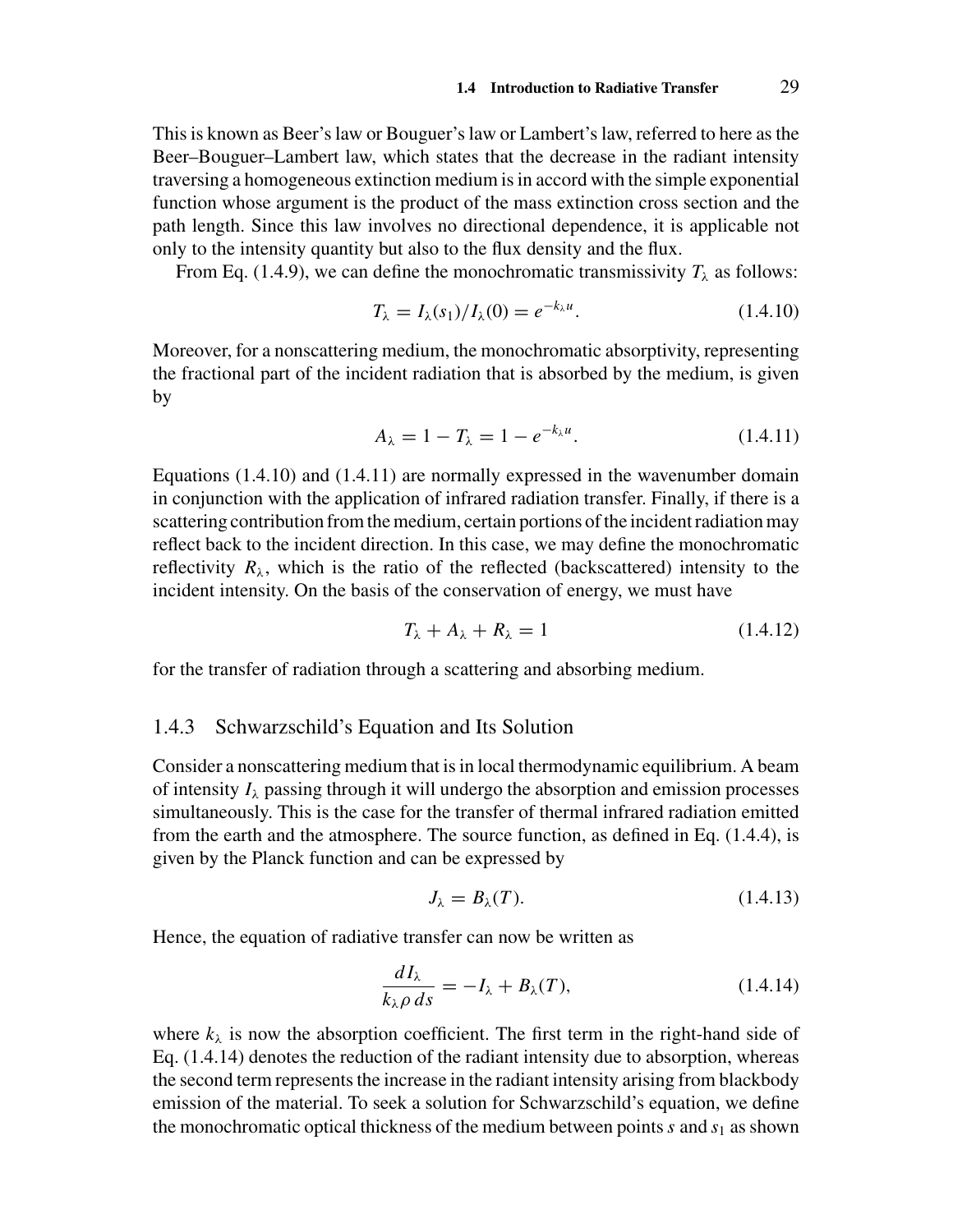This is known as Beer's law or Bouguer's law or Lambert's law, referred to here as the Beer–Bouguer–Lambert law, which states that the decrease in the radiant intensity traversing a homogeneous extinction medium is in accord with the simple exponential function whose argument is the product of the mass extinction cross section and the path length. Since this law involves no directional dependence, it is applicable not only to the intensity quantity but also to the flux density and the flux.

From Eq. (1.4.9), we can define the monochromatic transmissivity $T_\lambda$ as follows:

$$T_\lambda = I_\lambda(s_1)/I_\lambda(0) = e^{-k_\lambda u}. \tag{1.4.10}$$

Moreover, for a nonscattering medium, the monochromatic absorptivity, representing the fractional part of the incident radiation that is absorbed by the medium, is given by

$$A_\lambda = 1 - T_\lambda = 1 - e^{-k_\lambda u}. \tag{1.4.11}$$

Equations (1.4.10) and (1.4.11) are normally expressed in the wavenumber domain in conjunction with the application of infrared radiation transfer. Finally, if there is a scattering contribution from the medium, certain portions of the incident radiation may reflect back to the incident direction. In this case, we may define the monochromatic reflectivity $R_\lambda$, which is the ratio of the reflected (backscattered) intensity to the incident intensity. On the basis of the conservation of energy, we must have

$$T_\lambda + A_\lambda + R_\lambda = 1 \tag{1.4.12}$$

for the transfer of radiation through a scattering and absorbing medium.

### 1.4.3 Schwarzschild's Equation and Its Solution

Consider a nonscattering medium that is in local thermodynamic equilibrium. A beam of intensity $I_\lambda$ passing through it will undergo the absorption and emission processes simultaneously. This is the case for the transfer of thermal infrared radiation emitted from the earth and the atmosphere. The source function, as defined in Eq. (1.4.4), is given by the Planck function and can be expressed by

$$J_\lambda = B_\lambda(T). \tag{1.4.13}$$

Hence, the equation of radiative transfer can now be written as

$$\frac{dI_\lambda}{k_\lambda \rho \, ds} = -I_\lambda + B_\lambda(T), \tag{1.4.14}$$

where $k_\lambda$ is now the absorption coefficient. The first term in the right-hand side of Eq. (1.4.14) denotes the reduction of the radiant intensity due to absorption, whereas the second term represents the increase in the radiant intensity arising from blackbody emission of the material. To seek a solution for Schwarzschild's equation, we define the monochromatic optical thickness of the medium between points $s$ and $s_1$ as shown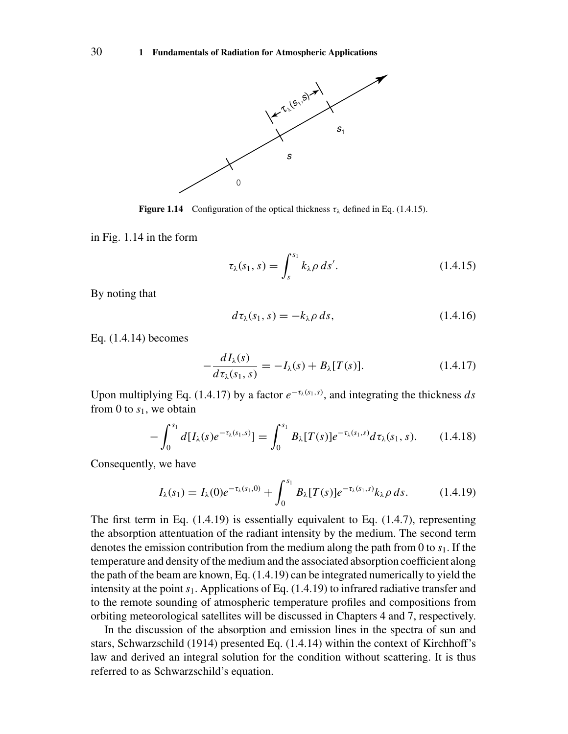**Figure 1.14** Configuration of the optical thickness $\tau_\lambda$ defined in Eq. (1.4.15).

in Fig. 1.14 in the form

$$\tau_\lambda(s_1, s) = \int_s^{s_1} k_\lambda \rho \, ds'. \tag{1.4.15}$$

By noting that

$$d\tau_\lambda(s_1, s) = -k_\lambda \rho \, ds, \tag{1.4.16}$$

Eq. (1.4.14) becomes

$$-\frac{dI_\lambda(s)}{d\tau_\lambda(s_1, s)} = -I_\lambda(s) + B_\lambda[T(s)]. \tag{1.4.17}$$

Upon multiplying Eq. (1.4.17) by a factor $e^{-\tau_\lambda(s_1,s)}$, and integrating the thickness $ds$ from 0 to $s_1$, we obtain

$$-\int_0^{s_1} d[I_\lambda(s) e^{-\tau_\lambda(s_1,s)}] = \int_0^{s_1} B_\lambda[T(s)] e^{-\tau_\lambda(s_1,s)} d\tau_\lambda(s_1, s). \tag{1.4.18}$$

Consequently, we have

$$I_\lambda(s_1) = I_\lambda(0) e^{-\tau_\lambda(s_1,0)} + \int_0^{s_1} B_\lambda[T(s)] e^{-\tau_\lambda(s_1,s)} k_\lambda \rho \, ds. \tag{1.4.19}$$

The first term in Eq. (1.4.19) is essentially equivalent to Eq. (1.4.7), representing the absorption attentuation of the radiant intensity by the medium. The second term denotes the emission contribution from the medium along the path from 0 to $s_1$. If the temperature and density of the medium and the associated absorption coefficient along the path of the beam are known, Eq. (1.4.19) can be integrated numerically to yield the intensity at the point $s_1$. Applications of Eq. (1.4.19) to infrared radiative transfer and to the remote sounding of atmospheric temperature profiles and compositions from orbiting meteorological satellites will be discussed in Chapters 4 and 7, respectively.

In the discussion of the absorption and emission lines in the spectra of sun and stars, Schwarzschild (1914) presented Eq. (1.4.14) within the context of Kirchhoff's law and derived an integral solution for the condition without scattering. It is thus referred to as Schwarzschild's equation.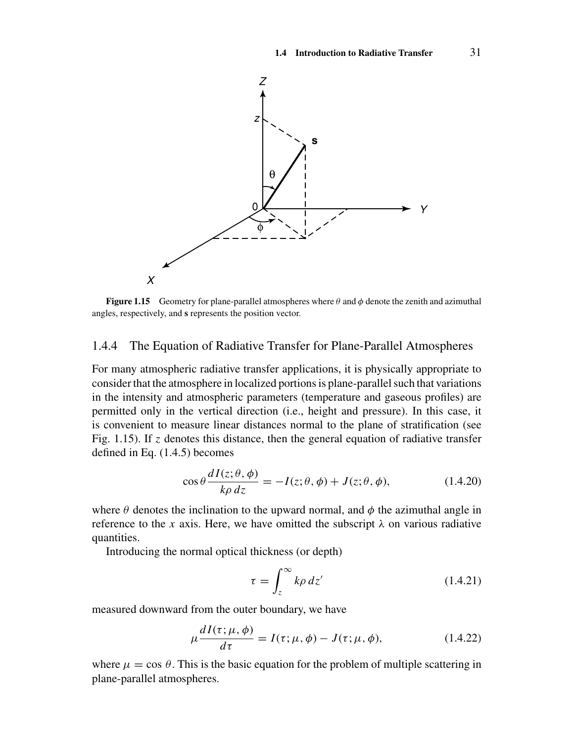**Figure 1.15** Geometry for plane-parallel atmospheres where $\theta$ and $\phi$ denote the zenith and azimuthal angles, respectively, and **s** represents the position vector.

### 1.4.4 The Equation of Radiative Transfer for Plane-Parallel Atmospheres

For many atmospheric radiative transfer applications, it is physically appropriate to consider that the atmosphere in localized portions is plane-parallel such that variations in the intensity and atmospheric parameters (temperature and gaseous profiles) are permitted only in the vertical direction (i.e., height and pressure). In this case, it is convenient to measure linear distances normal to the plane of stratification (see Fig. 1.15). If $z$ denotes this distance, then the general equation of radiative transfer defined in Eq. (1.4.5) becomes

$$\cos\theta \frac{dI(z;\theta,\phi)}{k\rho\, dz} = -I(z;\theta,\phi) + J(z;\theta,\phi), \tag{1.4.20}$$

where $\theta$ denotes the inclination to the upward normal, and $\phi$ the azimuthal angle in reference to the $x$ axis. Here, we have omitted the subscript $\lambda$ on various radiative quantities.

Introducing the normal optical thickness (or depth)

$$\tau = \int_z^\infty k\rho\, dz' \tag{1.4.21}$$

measured downward from the outer boundary, we have

$$\mu \frac{dI(\tau;\mu,\phi)}{d\tau} = I(\tau;\mu,\phi) - J(\tau;\mu,\phi), \tag{1.4.22}$$

where $\mu = \cos\theta$. This is the basic equation for the problem of multiple scattering in plane-parallel atmospheres.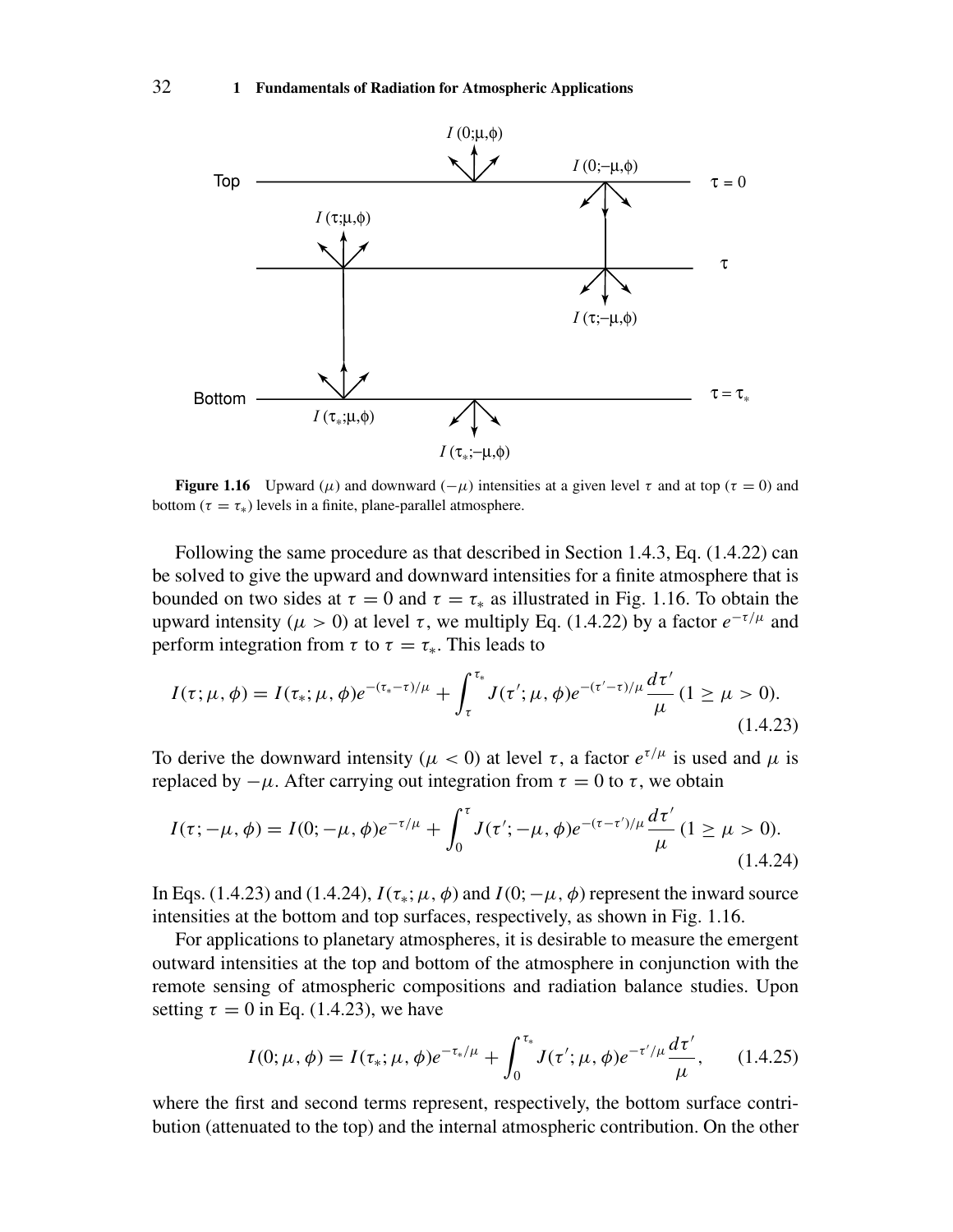**Figure 1.16** Upward ($\mu$) and downward ($-\mu$) intensities at a given level $\tau$ and at top ($\tau = 0$) and bottom ($\tau = \tau_*$) levels in a finite, plane-parallel atmosphere.

Following the same procedure as that described in Section 1.4.3, Eq. (1.4.22) can be solved to give the upward and downward intensities for a finite atmosphere that is bounded on two sides at $\tau = 0$ and $\tau = \tau_*$ as illustrated in Fig. 1.16. To obtain the upward intensity ($\mu > 0$) at level $\tau$, we multiply Eq. (1.4.22) by a factor $e^{-\tau/\mu}$ and perform integration from $\tau$ to $\tau = \tau_*$. This leads to

$$I(\tau; \mu, \phi) = I(\tau_*; \mu, \phi) e^{-(\tau_* - \tau)/\mu} + \int_{\tau}^{\tau_*} J(\tau'; \mu, \phi) e^{-(\tau' - \tau)/\mu} \frac{d\tau'}{\mu} \; (1 \geq \mu > 0). \tag{1.4.23}$$

To derive the downward intensity ($\mu < 0$) at level $\tau$, a factor $e^{\tau/\mu}$ is used and $\mu$ is replaced by $-\mu$. After carrying out integration from $\tau = 0$ to $\tau$, we obtain

$$I(\tau; -\mu, \phi) = I(0; -\mu, \phi) e^{-\tau/\mu} + \int_{0}^{\tau} J(\tau'; -\mu, \phi) e^{-(\tau - \tau')/\mu} \frac{d\tau'}{\mu} \; (1 \geq \mu > 0). \tag{1.4.24}$$

In Eqs. (1.4.23) and (1.4.24), $I(\tau_*; \mu, \phi)$ and $I(0; -\mu, \phi)$ represent the inward source intensities at the bottom and top surfaces, respectively, as shown in Fig. 1.16.

For applications to planetary atmospheres, it is desirable to measure the emergent outward intensities at the top and bottom of the atmosphere in conjunction with the remote sensing of atmospheric compositions and radiation balance studies. Upon setting $\tau = 0$ in Eq. (1.4.23), we have

$$I(0; \mu, \phi) = I(\tau_*; \mu, \phi) e^{-\tau_*/\mu} + \int_{0}^{\tau_*} J(\tau'; \mu, \phi) e^{-\tau'/\mu} \frac{d\tau'}{\mu}, \tag{1.4.25}$$

where the first and second terms represent, respectively, the bottom surface contribution (attenuated to the top) and the internal atmospheric contribution. On the other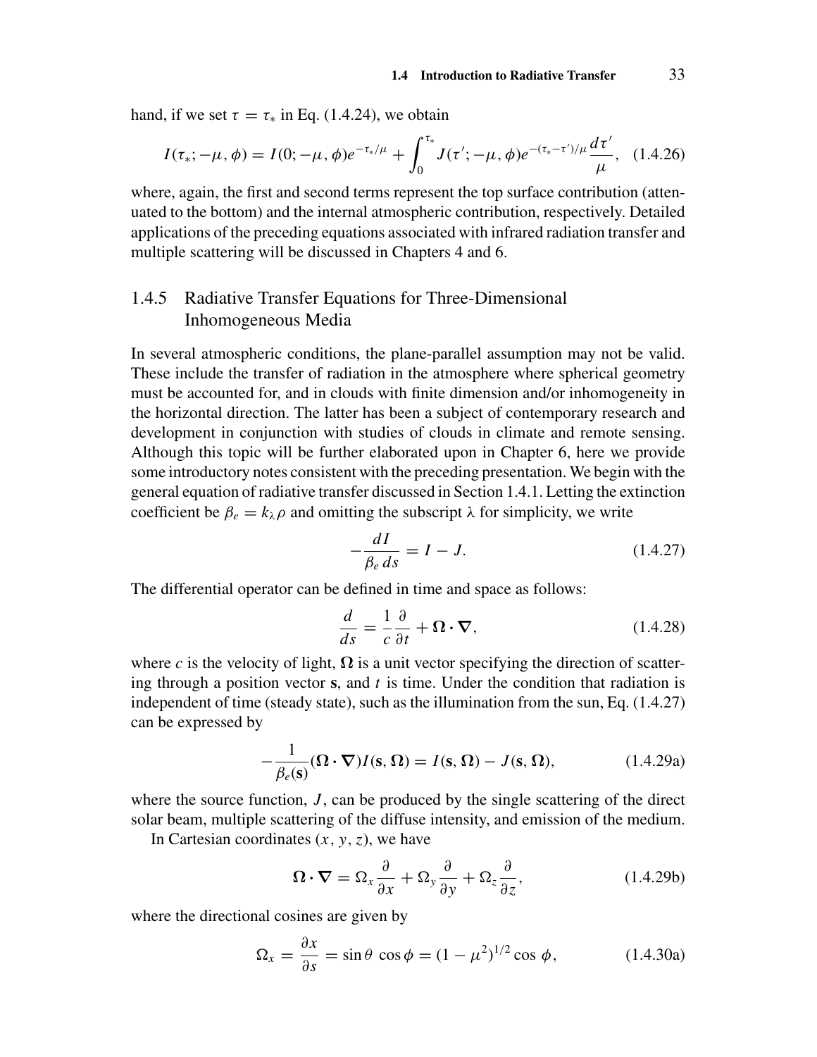hand, if we set $\tau = \tau_*$ in Eq. (1.4.24), we obtain

$$I(\tau_*; -\mu, \phi) = I(0; -\mu, \phi)e^{-\tau_*/\mu} + \int_0^{\tau_*} J(\tau'; -\mu, \phi)e^{-(\tau_* - \tau')/\mu} \frac{d\tau'}{\mu}, \quad (1.4.26)$$

where, again, the first and second terms represent the top surface contribution (attenuated to the bottom) and the internal atmospheric contribution, respectively. Detailed applications of the preceding equations associated with infrared radiation transfer and multiple scattering will be discussed in Chapters 4 and 6.

### 1.4.5 Radiative Transfer Equations for Three-Dimensional Inhomogeneous Media

In several atmospheric conditions, the plane-parallel assumption may not be valid. These include the transfer of radiation in the atmosphere where spherical geometry must be accounted for, and in clouds with finite dimension and/or inhomogeneity in the horizontal direction. The latter has been a subject of contemporary research and development in conjunction with studies of clouds in climate and remote sensing. Although this topic will be further elaborated upon in Chapter 6, here we provide some introductory notes consistent with the preceding presentation. We begin with the general equation of radiative transfer discussed in Section 1.4.1. Letting the extinction coefficient be $\beta_e = k_\lambda \rho$ and omitting the subscript $\lambda$ for simplicity, we write

$$-\frac{dI}{\beta_e \, ds} = I - J. \quad (1.4.27)$$

The differential operator can be defined in time and space as follows:

$$\frac{d}{ds} = \frac{1}{c}\frac{\partial}{\partial t} + \mathbf{\Omega} \cdot \mathbf{\nabla}, \quad (1.4.28)$$

where $c$ is the velocity of light, $\mathbf{\Omega}$ is a unit vector specifying the direction of scattering through a position vector $\mathbf{s}$, and $t$ is time. Under the condition that radiation is independent of time (steady state), such as the illumination from the sun, Eq. (1.4.27) can be expressed by

$$-\frac{1}{\beta_e(\mathbf{s})}(\mathbf{\Omega} \cdot \mathbf{\nabla})I(\mathbf{s}, \mathbf{\Omega}) = I(\mathbf{s}, \mathbf{\Omega}) - J(\mathbf{s}, \mathbf{\Omega}), \quad (1.4.29a)$$

where the source function, $J$, can be produced by the single scattering of the direct solar beam, multiple scattering of the diffuse intensity, and emission of the medium.

In Cartesian coordinates $(x, y, z)$, we have

$$\mathbf{\Omega} \cdot \mathbf{\nabla} = \Omega_x \frac{\partial}{\partial x} + \Omega_y \frac{\partial}{\partial y} + \Omega_z \frac{\partial}{\partial z}, \quad (1.4.29b)$$

where the directional cosines are given by

$$\Omega_x = \frac{\partial x}{\partial s} = \sin\theta \, \cos\phi = (1 - \mu^2)^{1/2} \cos\,\phi, \quad (1.4.30a)$$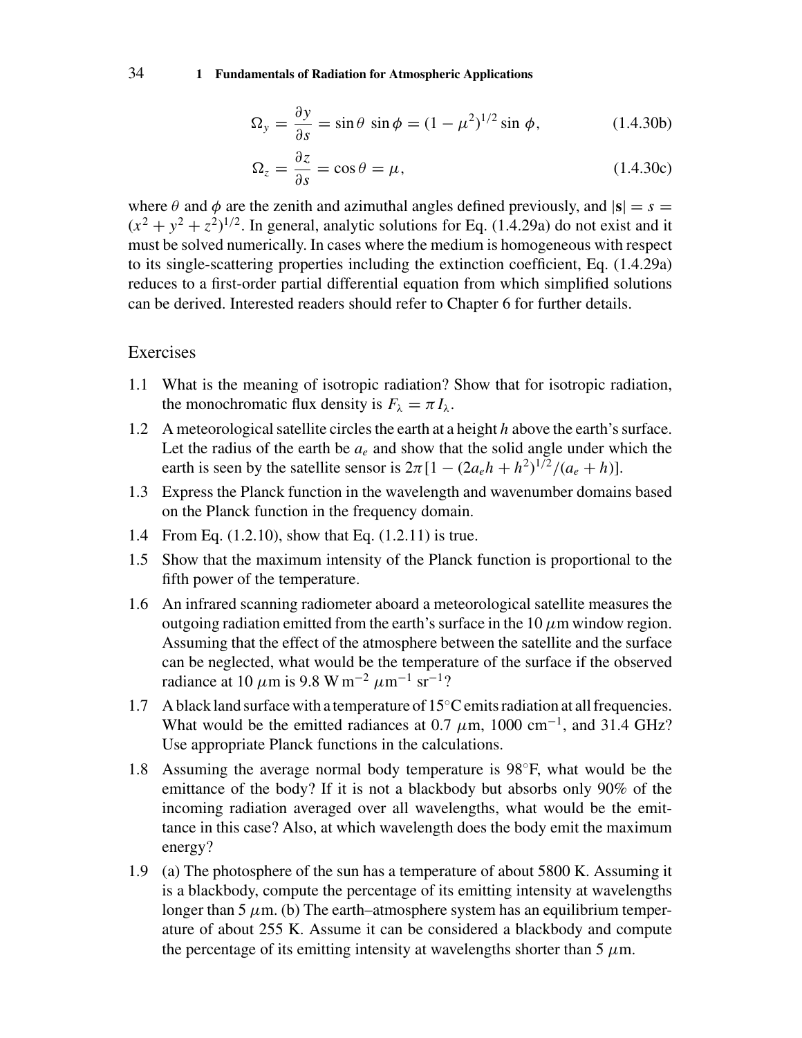$$\Omega_y = \frac{\partial y}{\partial s} = \sin\theta \, \sin\phi = (1 - \mu^2)^{1/2} \sin\phi, \tag{1.4.30b}$$

$$\Omega_z = \frac{\partial z}{\partial s} = \cos\theta = \mu, \tag{1.4.30c}$$

where $\theta$ and $\phi$ are the zenith and azimuthal angles defined previously, and $|\mathbf{s}| = s = (x^2 + y^2 + z^2)^{1/2}$. In general, analytic solutions for Eq. (1.4.29a) do not exist and it must be solved numerically. In cases where the medium is homogeneous with respect to its single-scattering properties including the extinction coefficient, Eq. (1.4.29a) reduces to a first-order partial differential equation from which simplified solutions can be derived. Interested readers should refer to Chapter 6 for further details.

## Exercises

1.1 What is the meaning of isotropic radiation? Show that for isotropic radiation, the monochromatic flux density is $F_\lambda = \pi I_\lambda$.

1.2 A meteorological satellite circles the earth at a height $h$ above the earth's surface. Let the radius of the earth be $a_e$ and show that the solid angle under which the earth is seen by the satellite sensor is $2\pi[1 - (2a_e h + h^2)^{1/2}/(a_e + h)]$.

1.3 Express the Planck function in the wavelength and wavenumber domains based on the Planck function in the frequency domain.

1.4 From Eq. (1.2.10), show that Eq. (1.2.11) is true.

1.5 Show that the maximum intensity of the Planck function is proportional to the fifth power of the temperature.

1.6 An infrared scanning radiometer aboard a meteorological satellite measures the outgoing radiation emitted from the earth's surface in the 10 $\mu$m window region. Assuming that the effect of the atmosphere between the satellite and the surface can be neglected, what would be the temperature of the surface if the observed radiance at 10 $\mu$m is 9.8 W m$^{-2}$ $\mu$m$^{-1}$ sr$^{-1}$?

1.7 A black land surface with a temperature of 15°C emits radiation at all frequencies. What would be the emitted radiances at 0.7 $\mu$m, 1000 cm$^{-1}$, and 31.4 GHz? Use appropriate Planck functions in the calculations.

1.8 Assuming the average normal body temperature is 98°F, what would be the emittance of the body? If it is not a blackbody but absorbs only 90% of the incoming radiation averaged over all wavelengths, what would be the emittance in this case? Also, at which wavelength does the body emit the maximum energy?

1.9 (a) The photosphere of the sun has a temperature of about 5800 K. Assuming it is a blackbody, compute the percentage of its emitting intensity at wavelengths longer than 5 $\mu$m. (b) The earth–atmosphere system has an equilibrium temperature of about 255 K. Assume it can be considered a blackbody and compute the percentage of its emitting intensity at wavelengths shorter than 5 $\mu$m.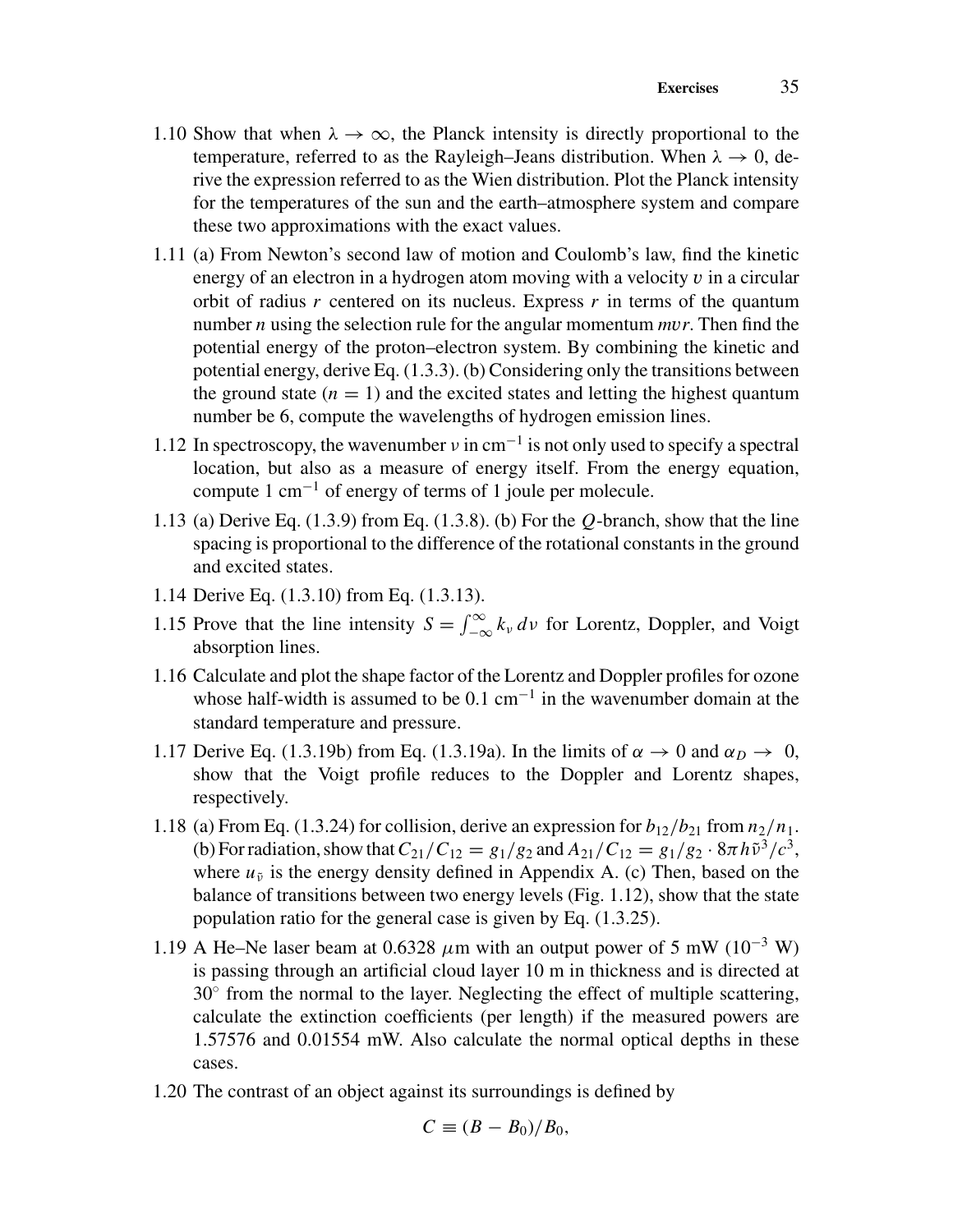1.10 Show that when $\lambda \to \infty$, the Planck intensity is directly proportional to the temperature, referred to as the Rayleigh–Jeans distribution. When $\lambda \to 0$, derive the expression referred to as the Wien distribution. Plot the Planck intensity for the temperatures of the sun and the earth–atmosphere system and compare these two approximations with the exact values.

1.11 (a) From Newton's second law of motion and Coulomb's law, find the kinetic energy of an electron in a hydrogen atom moving with a velocity $v$ in a circular orbit of radius $r$ centered on its nucleus. Express $r$ in terms of the quantum number $n$ using the selection rule for the angular momentum $mvr$. Then find the potential energy of the proton–electron system. By combining the kinetic and potential energy, derive Eq. (1.3.3). (b) Considering only the transitions between the ground state ($n = 1$) and the excited states and letting the highest quantum number be 6, compute the wavelengths of hydrogen emission lines.

1.12 In spectroscopy, the wavenumber $\nu$ in $\text{cm}^{-1}$ is not only used to specify a spectral location, but also as a measure of energy itself. From the energy equation, compute 1 $\text{cm}^{-1}$ of energy of terms of 1 joule per molecule.

1.13 (a) Derive Eq. (1.3.9) from Eq. (1.3.8). (b) For the $Q$-branch, show that the line spacing is proportional to the difference of the rotational constants in the ground and excited states.

1.14 Derive Eq. (1.3.10) from Eq. (1.3.13).

1.15 Prove that the line intensity $S = \int_{-\infty}^{\infty} k_\nu \, d\nu$ for Lorentz, Doppler, and Voigt absorption lines.

1.16 Calculate and plot the shape factor of the Lorentz and Doppler profiles for ozone whose half-width is assumed to be 0.1 $\text{cm}^{-1}$ in the wavenumber domain at the standard temperature and pressure.

1.17 Derive Eq. (1.3.19b) from Eq. (1.3.19a). In the limits of $\alpha \to 0$ and $\alpha_D \to 0$, show that the Voigt profile reduces to the Doppler and Lorentz shapes, respectively.

1.18 (a) From Eq. (1.3.24) for collision, derive an expression for $b_{12}/b_{21}$ from $n_2/n_1$. (b) For radiation, show that $C_{21}/C_{12} = g_1/g_2$ and $A_{21}/C_{12} = g_1/g_2 \cdot 8\pi h\tilde{\nu}^3/c^3$, where $u_{\tilde{\nu}}$ is the energy density defined in Appendix A. (c) Then, based on the balance of transitions between two energy levels (Fig. 1.12), show that the state population ratio for the general case is given by Eq. (1.3.25).

1.19 A He–Ne laser beam at 0.6328 $\mu$m with an output power of 5 mW ($10^{-3}$ W) is passing through an artificial cloud layer 10 m in thickness and is directed at 30° from the normal to the layer. Neglecting the effect of multiple scattering, calculate the extinction coefficients (per length) if the measured powers are 1.57576 and 0.01554 mW. Also calculate the normal optical depths in these cases.

1.20 The contrast of an object against its surroundings is defined by

$$C \equiv (B - B_0)/B_0,$$